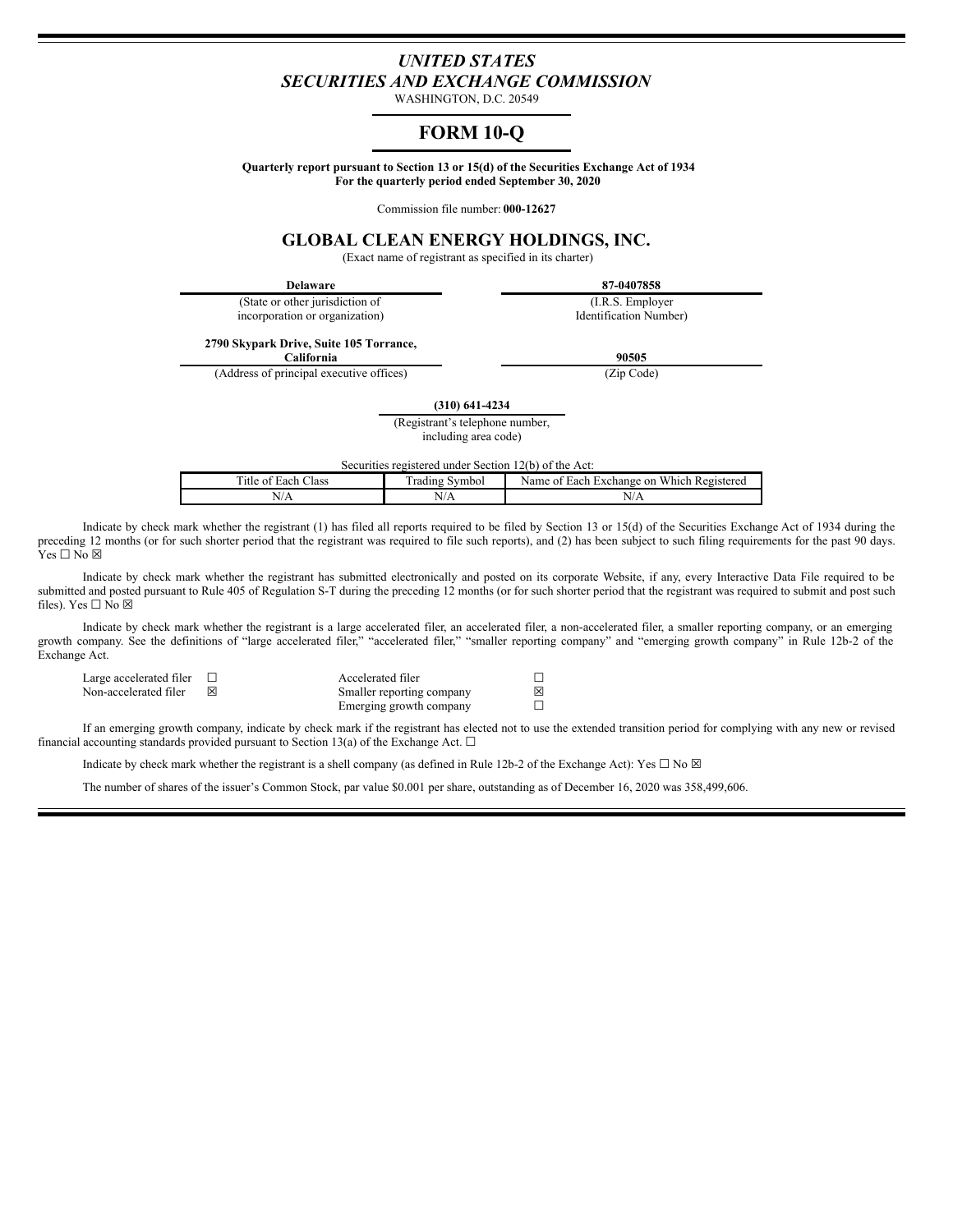# *UNITED STATES*
# *SECURITIES AND EXCHANGE COMMISSION*

WASHINGTON, D.C. 20549

## FORM 10-Q

**Quarterly report pursuant to Section 13 or 15(d) of the Securities Exchange Act of 1934**
**For the quarterly period ended September 30, 2020**

Commission file number: **000-12627**

## GLOBAL CLEAN ENERGY HOLDINGS, INC.

(Exact name of registrant as specified in its charter)

| **Delaware** | **87-0407858** |
|---|---|
| (State or other jurisdiction of incorporation or organization) | (I.R.S. Employer Identification Number) |
| **2790 Skypark Drive, Suite 105 Torrance, California** | **90505** |
| (Address of principal executive offices) | (Zip Code) |

**(310) 641-4234**
(Registrant's telephone number, including area code)

Securities registered under Section 12(b) of the Act:

| Title of Each Class | Trading Symbol | Name of Each Exchange on Which Registered |
|---|---|---|
| N/A | N/A | N/A |

Indicate by check mark whether the registrant (1) has filed all reports required to be filed by Section 13 or 15(d) of the Securities Exchange Act of 1934 during the preceding 12 months (or for such shorter period that the registrant was required to file such reports), and (2) has been subject to such filing requirements for the past 90 days. Yes ☐ No ☒

Indicate by check mark whether the registrant has submitted electronically and posted on its corporate Website, if any, every Interactive Data File required to be submitted and posted pursuant to Rule 405 of Regulation S-T during the preceding 12 months (or for such shorter period that the registrant was required to submit and post such files). Yes ☐ No ☒

Indicate by check mark whether the registrant is a large accelerated filer, an accelerated filer, a non-accelerated filer, a smaller reporting company, or an emerging growth company. See the definitions of "large accelerated filer," "accelerated filer," "smaller reporting company" and "emerging growth company" in Rule 12b-2 of the Exchange Act.

| | | | |
|---|---|---|---|
| Large accelerated filer | ☐ | Accelerated filer | ☐ |
| Non-accelerated filer | ☒ | Smaller reporting company | ☒ |
| | | Emerging growth company | ☐ |

If an emerging growth company, indicate by check mark if the registrant has elected not to use the extended transition period for complying with any new or revised financial accounting standards provided pursuant to Section 13(a) of the Exchange Act. ☐

Indicate by check mark whether the registrant is a shell company (as defined in Rule 12b-2 of the Exchange Act): Yes ☐ No ☒

The number of shares of the issuer's Common Stock, par value $0.001 per share, outstanding as of December 16, 2020 was 358,499,606.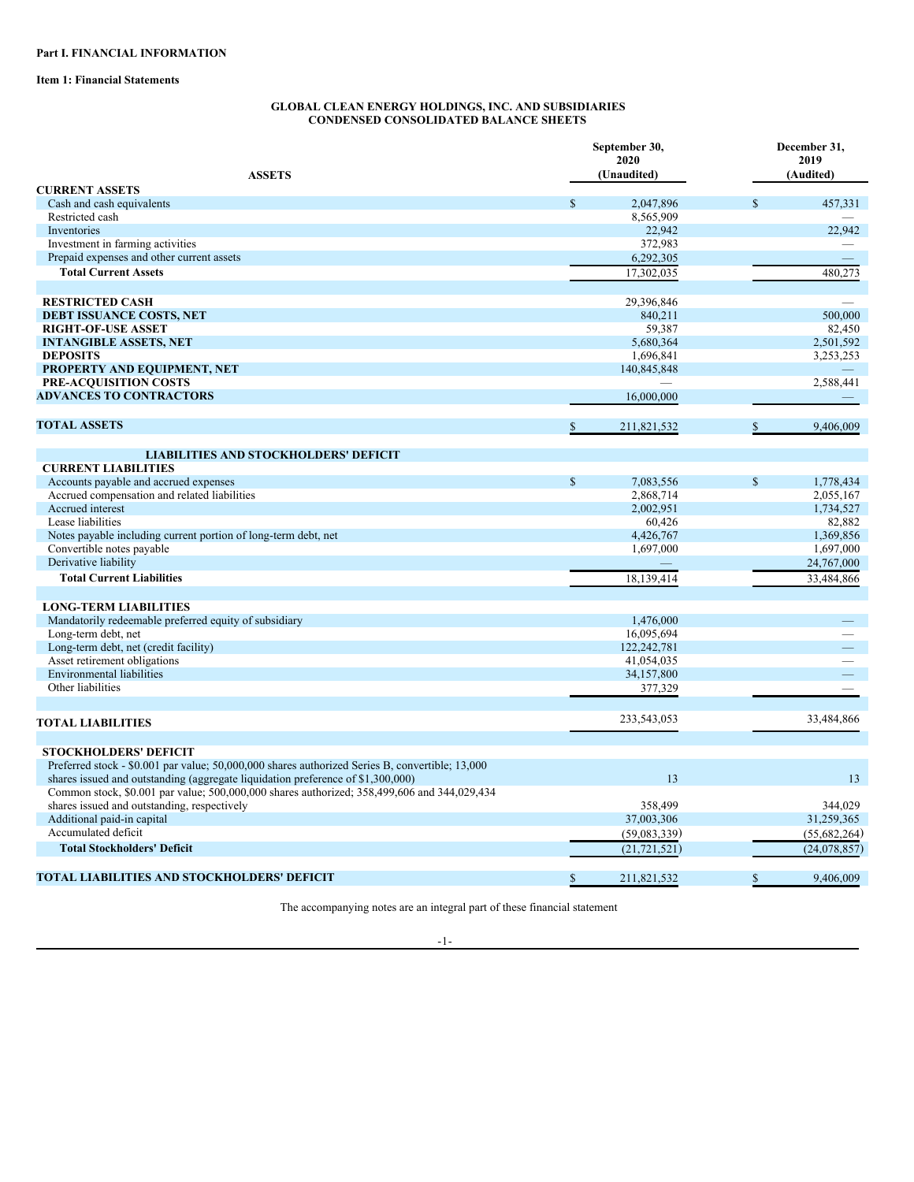**Part I. FINANCIAL INFORMATION**

**Item 1: Financial Statements**

**GLOBAL CLEAN ENERGY HOLDINGS, INC. AND SUBSIDIARIES**
**CONDENSED CONSOLIDATED BALANCE SHEETS**

| ASSETS | September 30, 2020 (Unaudited) | December 31, 2019 (Audited) |
|---|---|---|
| **CURRENT ASSETS** | | |
| Cash and cash equivalents | $ 2,047,896 | $ 457,331 |
| Restricted cash | 8,565,909 | — |
| Inventories | 22,942 | 22,942 |
| Investment in farming activities | 372,983 | — |
| Prepaid expenses and other current assets | 6,292,305 | — |
| **Total Current Assets** | 17,302,035 | 480,273 |
| | | |
| **RESTRICTED CASH** | 29,396,846 | — |
| **DEBT ISSUANCE COSTS, NET** | 840,211 | 500,000 |
| **RIGHT-OF-USE ASSET** | 59,387 | 82,450 |
| **INTANGIBLE ASSETS, NET** | 5,680,364 | 2,501,592 |
| **DEPOSITS** | 1,696,841 | 3,253,253 |
| **PROPERTY AND EQUIPMENT, NET** | 140,845,848 | — |
| **PRE-ACQUISITION COSTS** | — | 2,588,441 |
| **ADVANCES TO CONTRACTORS** | 16,000,000 | — |
| | | |
| **TOTAL ASSETS** | $ 211,821,532 | $ 9,406,009 |
| | | |
| **LIABILITIES AND STOCKHOLDERS' DEFICIT** | | |
| **CURRENT LIABILITIES** | | |
| Accounts payable and accrued expenses | $ 7,083,556 | $ 1,778,434 |
| Accrued compensation and related liabilities | 2,868,714 | 2,055,167 |
| Accrued interest | 2,002,951 | 1,734,527 |
| Lease liabilities | 60,426 | 82,882 |
| Notes payable including current portion of long-term debt, net | 4,426,767 | 1,369,856 |
| Convertible notes payable | 1,697,000 | 1,697,000 |
| Derivative liability | — | 24,767,000 |
| **Total Current Liabilities** | 18,139,414 | 33,484,866 |
| | | |
| **LONG-TERM LIABILITIES** | | |
| Mandatorily redeemable preferred equity of subsidiary | 1,476,000 | — |
| Long-term debt, net | 16,095,694 | — |
| Long-term debt, net (credit facility) | 122,242,781 | — |
| Asset retirement obligations | 41,054,035 | — |
| Environmental liabilities | 34,157,800 | — |
| Other liabilities | 377,329 | — |
| | | |
| **TOTAL LIABILITIES** | 233,543,053 | 33,484,866 |
| | | |
| **STOCKHOLDERS' DEFICIT** | | |
| Preferred stock - $0.001 par value; 50,000,000 shares authorized Series B, convertible; 13,000 shares issued and outstanding (aggregate liquidation preference of $1,300,000) | 13 | 13 |
| Common stock, $0.001 par value; 500,000,000 shares authorized; 358,499,606 and 344,029,434 shares issued and outstanding, respectively | 358,499 | 344,029 |
| Additional paid-in capital | 37,003,306 | 31,259,365 |
| Accumulated deficit | (59,083,339) | (55,682,264) |
| **Total Stockholders' Deficit** | (21,721,521) | (24,078,857) |
| | | |
| **TOTAL LIABILITIES AND STOCKHOLDERS' DEFICIT** | $ 211,821,532 | $ 9,406,009 |

The accompanying notes are an integral part of these financial statement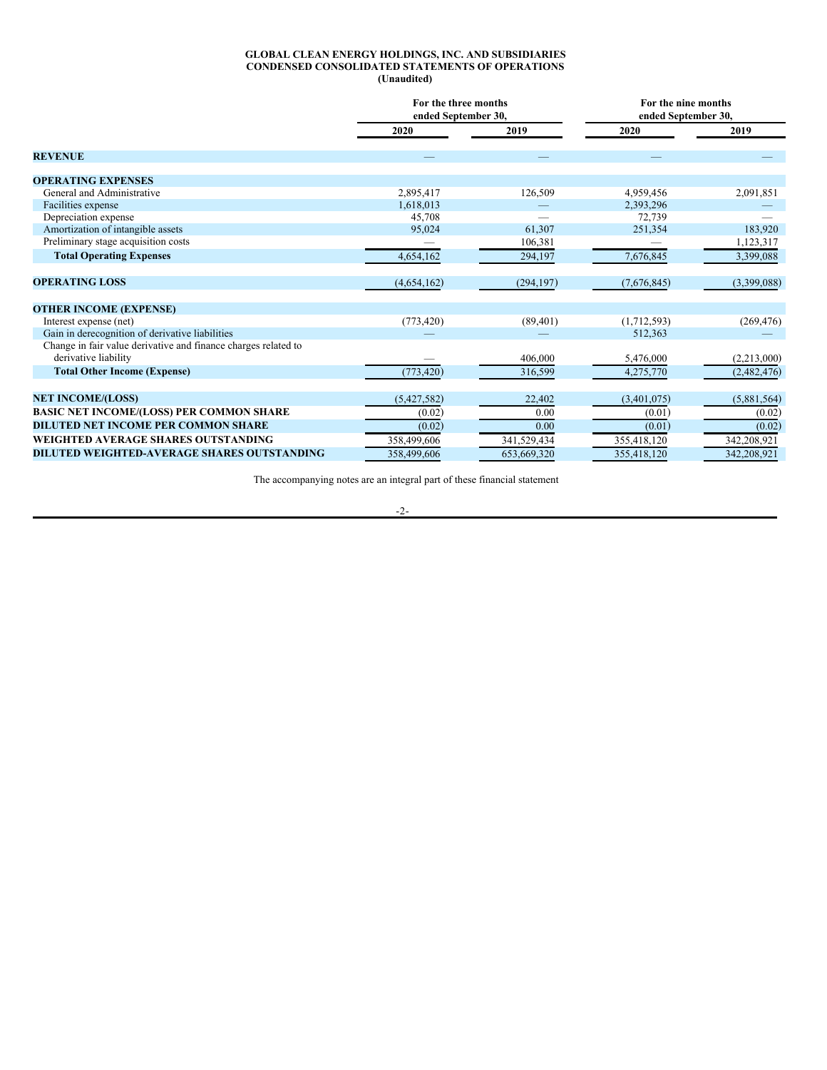**GLOBAL CLEAN ENERGY HOLDINGS, INC. AND SUBSIDIARIES**
**CONDENSED CONSOLIDATED STATEMENTS OF OPERATIONS**
**(Unaudited)**

| | For the three months ended September 30, | | For the nine months ended September 30, | |
|---|---|---|---|---|
| | 2020 | 2019 | 2020 | 2019 |
| **REVENUE** | — | — | — | — |
| **OPERATING EXPENSES** | | | | |
| General and Administrative | 2,895,417 | 126,509 | 4,959,456 | 2,091,851 |
| Facilities expense | 1,618,013 | — | 2,393,296 | — |
| Depreciation expense | 45,708 | — | 72,739 | — |
| Amortization of intangible assets | 95,024 | 61,307 | 251,354 | 183,920 |
| Preliminary stage acquisition costs | — | 106,381 | — | 1,123,317 |
| **Total Operating Expenses** | 4,654,162 | 294,197 | 7,676,845 | 3,399,088 |
| **OPERATING LOSS** | (4,654,162) | (294,197) | (7,676,845) | (3,399,088) |
| **OTHER INCOME (EXPENSE)** | | | | |
| Interest expense (net) | (773,420) | (89,401) | (1,712,593) | (269,476) |
| Gain in derecognition of derivative liabilities | — | — | 512,363 | — |
| Change in fair value derivative and finance charges related to derivative liability | — | 406,000 | 5,476,000 | (2,213,000) |
| **Total Other Income (Expense)** | (773,420) | 316,599 | 4,275,770 | (2,482,476) |
| **NET INCOME/(LOSS)** | (5,427,582) | 22,402 | (3,401,075) | (5,881,564) |
| **BASIC NET INCOME/(LOSS) PER COMMON SHARE** | (0.02) | 0.00 | (0.01) | (0.02) |
| **DILUTED NET INCOME PER COMMON SHARE** | (0.02) | 0.00 | (0.01) | (0.02) |
| **WEIGHTED AVERAGE SHARES OUTSTANDING** | 358,499,606 | 341,529,434 | 355,418,120 | 342,208,921 |
| **DILUTED WEIGHTED-AVERAGE SHARES OUTSTANDING** | 358,499,606 | 653,669,320 | 355,418,120 | 342,208,921 |

The accompanying notes are an integral part of these financial statement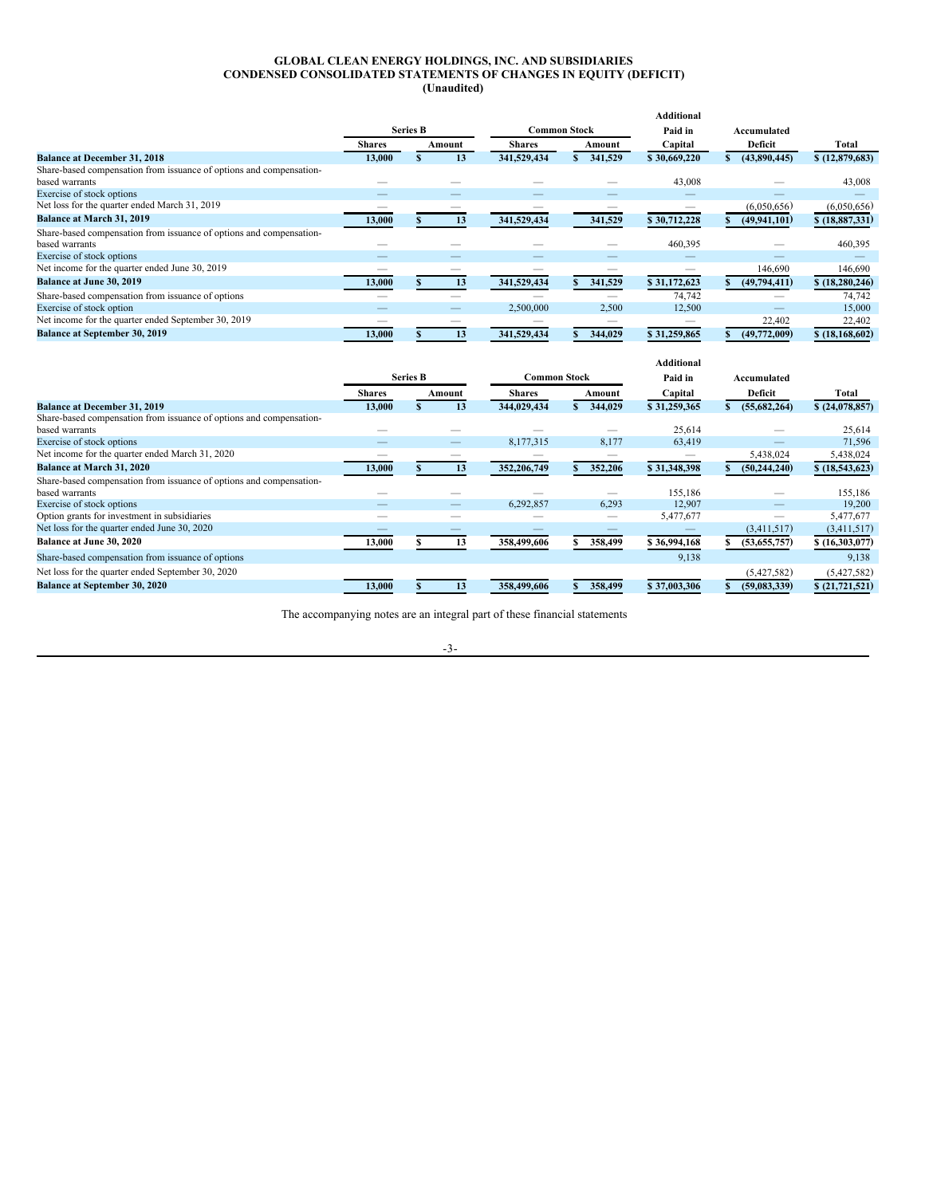# GLOBAL CLEAN ENERGY HOLDINGS, INC. AND SUBSIDIARIES
## CONDENSED CONSOLIDATED STATEMENTS OF CHANGES IN EQUITY (DEFICIT)
### (Unaudited)

| | Series B | | Common Stock | | Additional Paid in | Accumulated | |
|---|---|---|---|---|---|---|---|
| | Shares | Amount | Shares | Amount | Capital | Deficit | Total |
| **Balance at December 31, 2018** | **13,000** | **$ 13** | **341,529,434** | **$ 341,529** | **$ 30,669,220** | **$ (43,890,445)** | **$ (12,879,683)** |
| Share-based compensation from issuance of options and compensation-based warrants | — | — | — | — | 43,008 | — | 43,008 |
| Exercise of stock options | — | — | — | — | — | — | — |
| Net loss for the quarter ended March 31, 2019 | — | — | — | — | — | (6,050,656) | (6,050,656) |
| **Balance at March 31, 2019** | **13,000** | **$ 13** | **341,529,434** | **341,529** | **$ 30,712,228** | **$ (49,941,101)** | **$ (18,887,331)** |
| Share-based compensation from issuance of options and compensation-based warrants | — | — | — | — | 460,395 | — | 460,395 |
| Exercise of stock options | — | — | — | — | — | — | — |
| Net income for the quarter ended June 30, 2019 | — | — | — | — | — | 146,690 | 146,690 |
| **Balance at June 30, 2019** | **13,000** | **$ 13** | **341,529,434** | **$ 341,529** | **$ 31,172,623** | **$ (49,794,411)** | **$ (18,280,246)** |
| Share-based compensation from issuance of options | — | — | — | — | 74,742 | — | 74,742 |
| Exercise of stock option | — | — | 2,500,000 | 2,500 | 12,500 | — | 15,000 |
| Net income for the quarter ended September 30, 2019 | — | — | — | — | — | 22,402 | 22,402 |
| **Balance at September 30, 2019** | **13,000** | **$ 13** | **341,529,434** | **$ 344,029** | **$ 31,259,865** | **$ (49,772,009)** | **$ (18,168,602)** |

| | Series B | | Common Stock | | Additional Paid in | Accumulated | |
|---|---|---|---|---|---|---|---|
| | Shares | Amount | Shares | Amount | Capital | Deficit | Total |
| **Balance at December 31, 2019** | **13,000** | **$ 13** | **344,029,434** | **$ 344,029** | **$ 31,259,365** | **$ (55,682,264)** | **$ (24,078,857)** |
| Share-based compensation from issuance of options and compensation-based warrants | — | — | — | — | 25,614 | — | 25,614 |
| Exercise of stock options | — | — | 8,177,315 | 8,177 | 63,419 | — | 71,596 |
| Net income for the quarter ended March 31, 2020 | — | — | — | — | — | 5,438,024 | 5,438,024 |
| **Balance at March 31, 2020** | **13,000** | **$ 13** | **352,206,749** | **$ 352,206** | **$ 31,348,398** | **$ (50,244,240)** | **$ (18,543,623)** |
| Share-based compensation from issuance of options and compensation-based warrants | — | — | — | — | 155,186 | — | 155,186 |
| Exercise of stock options | — | — | 6,292,857 | 6,293 | 12,907 | — | 19,200 |
| Option grants for investment in subsidiaries | — | — | — | — | 5,477,677 | — | 5,477,677 |
| Net loss for the quarter ended June 30, 2020 | — | — | — | — | — | (3,411,517) | (3,411,517) |
| **Balance at June 30, 2020** | **13,000** | **$ 13** | **358,499,606** | **$ 358,499** | **$ 36,994,168** | **$ (53,655,757)** | **$ (16,303,077)** |
| Share-based compensation from issuance of options | | | | | 9,138 | | 9,138 |
| Net loss for the quarter ended September 30, 2020 | | | | | | (5,427,582) | (5,427,582) |
| **Balance at September 30, 2020** | **13,000** | **$ 13** | **358,499,606** | **$ 358,499** | **$ 37,003,306** | **$ (59,083,339)** | **$ (21,721,521)** |

The accompanying notes are an integral part of these financial statements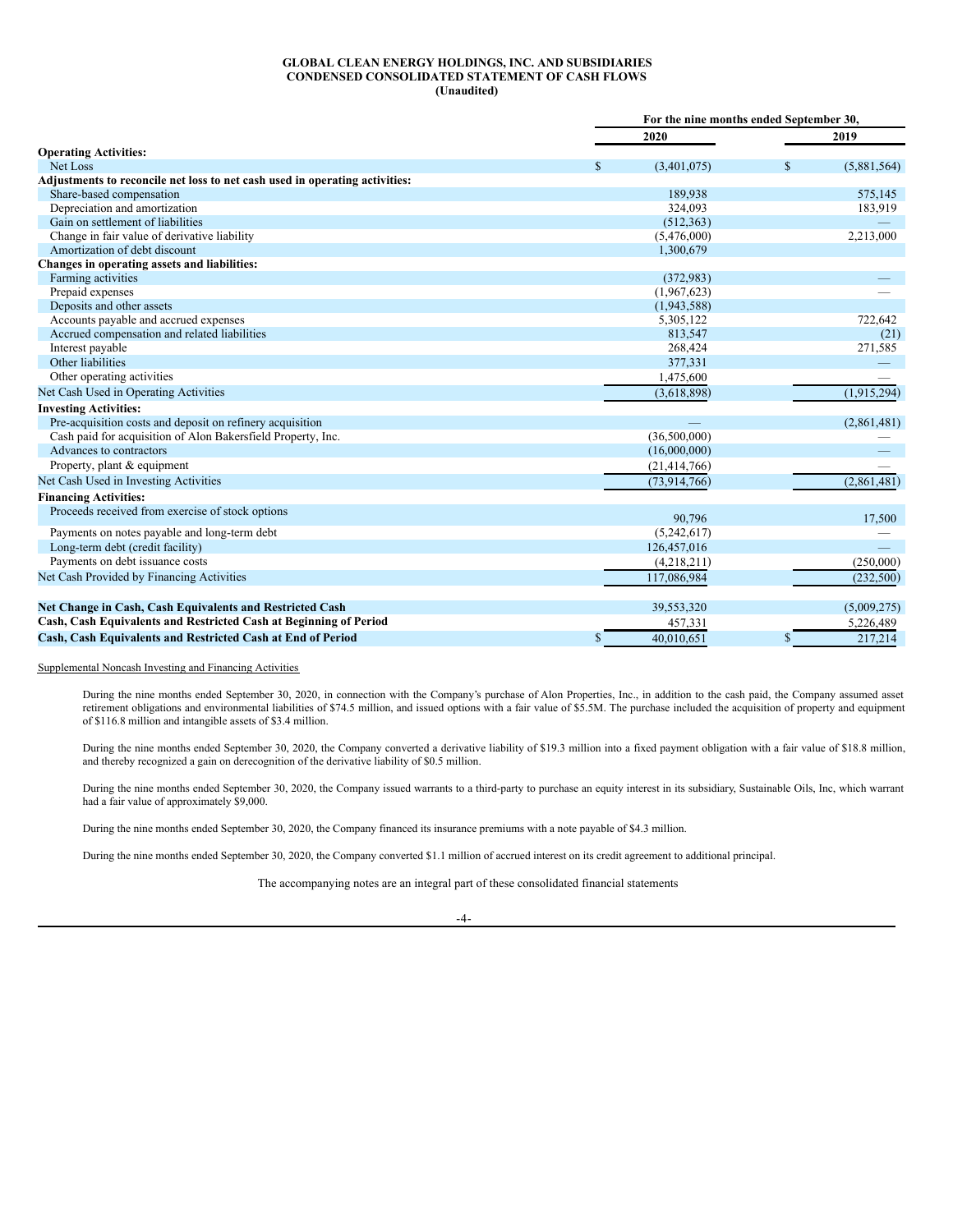**GLOBAL CLEAN ENERGY HOLDINGS, INC. AND SUBSIDIARIES**
**CONDENSED CONSOLIDATED STATEMENT OF CASH FLOWS**
**(Unaudited)**

| | For the nine months ended September 30, | |
|---|---|---|
| | 2020 | 2019 |
| **Operating Activities:** | | |
| Net Loss | $ (3,401,075) | $ (5,881,564) |
| **Adjustments to reconcile net loss to net cash used in operating activities:** | | |
| Share-based compensation | 189,938 | 575,145 |
| Depreciation and amortization | 324,093 | 183,919 |
| Gain on settlement of liabilities | (512,363) | — |
| Change in fair value of derivative liability | (5,476,000) | 2,213,000 |
| Amortization of debt discount | 1,300,679 | |
| **Changes in operating assets and liabilities:** | | |
| Farming activities | (372,983) | — |
| Prepaid expenses | (1,967,623) | — |
| Deposits and other assets | (1,943,588) | |
| Accounts payable and accrued expenses | 5,305,122 | 722,642 |
| Accrued compensation and related liabilities | 813,547 | (21) |
| Interest payable | 268,424 | 271,585 |
| Other liabilities | 377,331 | — |
| Other operating activities | 1,475,600 | — |
| Net Cash Used in Operating Activities | (3,618,898) | (1,915,294) |
| **Investing Activities:** | | |
| Pre-acquisition costs and deposit on refinery acquisition | — | (2,861,481) |
| Cash paid for acquisition of Alon Bakersfield Property, Inc. | (36,500,000) | — |
| Advances to contractors | (16,000,000) | — |
| Property, plant & equipment | (21,414,766) | — |
| Net Cash Used in Investing Activities | (73,914,766) | (2,861,481) |
| **Financing Activities:** | | |
| Proceeds received from exercise of stock options | 90,796 | 17,500 |
| Payments on notes payable and long-term debt | (5,242,617) | — |
| Long-term debt (credit facility) | 126,457,016 | — |
| Payments on debt issuance costs | (4,218,211) | (250,000) |
| Net Cash Provided by Financing Activities | 117,086,984 | (232,500) |
| | | |
| **Net Change in Cash, Cash Equivalents and Restricted Cash** | 39,553,320 | (5,009,275) |
| **Cash, Cash Equivalents and Restricted Cash at Beginning of Period** | 457,331 | 5,226,489 |
| **Cash, Cash Equivalents and Restricted Cash at End of Period** | $ 40,010,651 | $ 217,214 |

Supplemental Noncash Investing and Financing Activities

During the nine months ended September 30, 2020, in connection with the Company's purchase of Alon Properties, Inc., in addition to the cash paid, the Company assumed asset retirement obligations and environmental liabilities of $74.5 million, and issued options with a fair value of $5.5M. The purchase included the acquisition of property and equipment of $116.8 million and intangible assets of $3.4 million.

During the nine months ended September 30, 2020, the Company converted a derivative liability of $19.3 million into a fixed payment obligation with a fair value of $18.8 million, and thereby recognized a gain on derecognition of the derivative liability of $0.5 million.

During the nine months ended September 30, 2020, the Company issued warrants to a third-party to purchase an equity interest in its subsidiary, Sustainable Oils, Inc, which warrant had a fair value of approximately $9,000.

During the nine months ended September 30, 2020, the Company financed its insurance premiums with a note payable of $4.3 million.

During the nine months ended September 30, 2020, the Company converted $1.1 million of accrued interest on its credit agreement to additional principal.

The accompanying notes are an integral part of these consolidated financial statements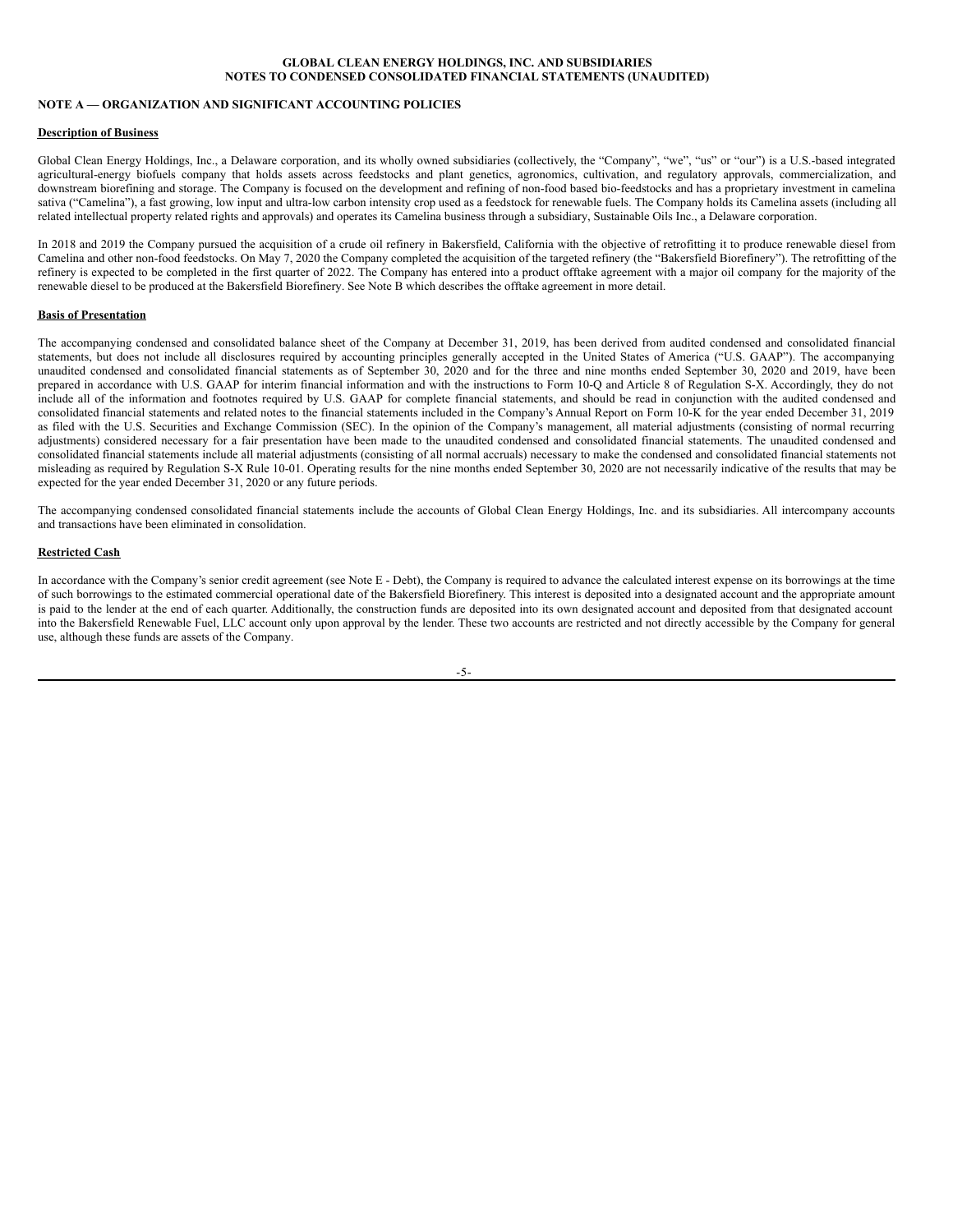**GLOBAL CLEAN ENERGY HOLDINGS, INC. AND SUBSIDIARIES**
**NOTES TO CONDENSED CONSOLIDATED FINANCIAL STATEMENTS (UNAUDITED)**

## NOTE A — ORGANIZATION AND SIGNIFICANT ACCOUNTING POLICIES

### Description of Business

Global Clean Energy Holdings, Inc., a Delaware corporation, and its wholly owned subsidiaries (collectively, the "Company", "we", "us" or "our") is a U.S.-based integrated agricultural-energy biofuels company that holds assets across feedstocks and plant genetics, agronomics, cultivation, and regulatory approvals, commercialization, and downstream biorefining and storage. The Company is focused on the development and refining of non-food based bio-feedstocks and has a proprietary investment in camelina sativa ("Camelina"), a fast growing, low input and ultra-low carbon intensity crop used as a feedstock for renewable fuels. The Company holds its Camelina assets (including all related intellectual property related rights and approvals) and operates its Camelina business through a subsidiary, Sustainable Oils Inc., a Delaware corporation.

In 2018 and 2019 the Company pursued the acquisition of a crude oil refinery in Bakersfield, California with the objective of retrofitting it to produce renewable diesel from Camelina and other non-food feedstocks. On May 7, 2020 the Company completed the acquisition of the targeted refinery (the "Bakersfield Biorefinery"). The retrofitting of the refinery is expected to be completed in the first quarter of 2022. The Company has entered into a product offtake agreement with a major oil company for the majority of the renewable diesel to be produced at the Bakersfield Biorefinery. See Note B which describes the offtake agreement in more detail.

### Basis of Presentation

The accompanying condensed and consolidated balance sheet of the Company at December 31, 2019, has been derived from audited condensed and consolidated financial statements, but does not include all disclosures required by accounting principles generally accepted in the United States of America ("U.S. GAAP"). The accompanying unaudited condensed and consolidated financial statements as of September 30, 2020 and for the three and nine months ended September 30, 2020 and 2019, have been prepared in accordance with U.S. GAAP for interim financial information and with the instructions to Form 10-Q and Article 8 of Regulation S-X. Accordingly, they do not include all of the information and footnotes required by U.S. GAAP for complete financial statements, and should be read in conjunction with the audited condensed and consolidated financial statements and related notes to the financial statements included in the Company's Annual Report on Form 10-K for the year ended December 31, 2019 as filed with the U.S. Securities and Exchange Commission (SEC). In the opinion of the Company's management, all material adjustments (consisting of normal recurring adjustments) considered necessary for a fair presentation have been made to the unaudited condensed and consolidated financial statements. The unaudited condensed and consolidated financial statements include all material adjustments (consisting of all normal accruals) necessary to make the condensed and consolidated financial statements not misleading as required by Regulation S-X Rule 10-01. Operating results for the nine months ended September 30, 2020 are not necessarily indicative of the results that may be expected for the year ended December 31, 2020 or any future periods.

The accompanying condensed consolidated financial statements include the accounts of Global Clean Energy Holdings, Inc. and its subsidiaries. All intercompany accounts and transactions have been eliminated in consolidation.

### Restricted Cash

In accordance with the Company's senior credit agreement (see Note E - Debt), the Company is required to advance the calculated interest expense on its borrowings at the time of such borrowings to the estimated commercial operational date of the Bakersfield Biorefinery. This interest is deposited into a designated account and the appropriate amount is paid to the lender at the end of each quarter. Additionally, the construction funds are deposited into its own designated account and deposited from that designated account into the Bakersfield Renewable Fuel, LLC account only upon approval by the lender. These two accounts are restricted and not directly accessible by the Company for general use, although these funds are assets of the Company.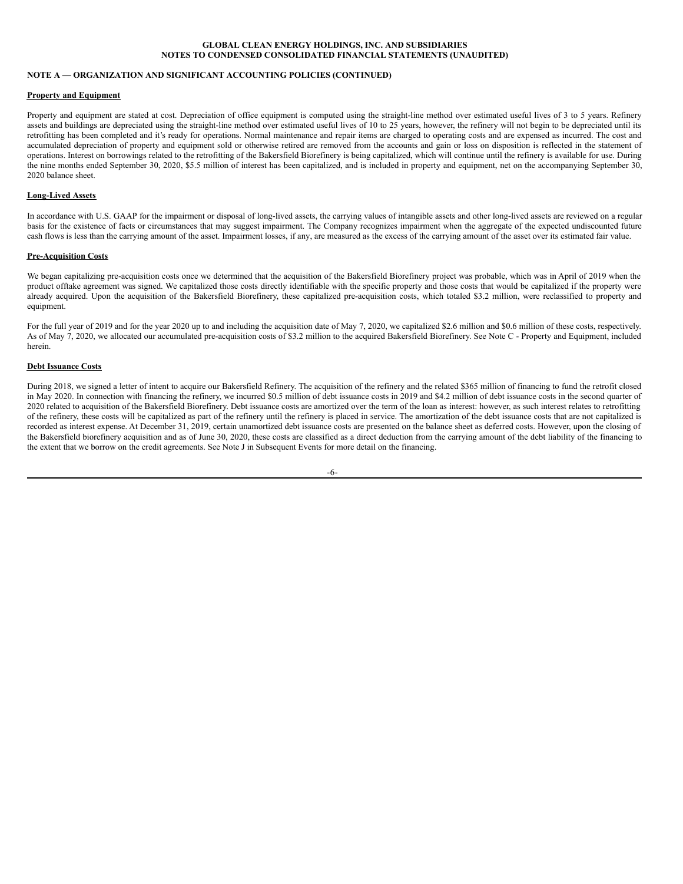**GLOBAL CLEAN ENERGY HOLDINGS, INC. AND SUBSIDIARIES**
**NOTES TO CONDENSED CONSOLIDATED FINANCIAL STATEMENTS (UNAUDITED)**

**NOTE A — ORGANIZATION AND SIGNIFICANT ACCOUNTING POLICIES (CONTINUED)**

**Property and Equipment**

Property and equipment are stated at cost. Depreciation of office equipment is computed using the straight-line method over estimated useful lives of 3 to 5 years. Refinery assets and buildings are depreciated using the straight-line method over estimated useful lives of 10 to 25 years, however, the refinery will not begin to be depreciated until its retrofitting has been completed and it's ready for operations. Normal maintenance and repair items are charged to operating costs and are expensed as incurred. The cost and accumulated depreciation of property and equipment sold or otherwise retired are removed from the accounts and gain or loss on disposition is reflected in the statement of operations. Interest on borrowings related to the retrofitting of the Bakersfield Biorefinery is being capitalized, which will continue until the refinery is available for use. During the nine months ended September 30, 2020, $5.5 million of interest has been capitalized, and is included in property and equipment, net on the accompanying September 30, 2020 balance sheet.

**Long-Lived Assets**

In accordance with U.S. GAAP for the impairment or disposal of long-lived assets, the carrying values of intangible assets and other long-lived assets are reviewed on a regular basis for the existence of facts or circumstances that may suggest impairment. The Company recognizes impairment when the aggregate of the expected undiscounted future cash flows is less than the carrying amount of the asset. Impairment losses, if any, are measured as the excess of the carrying amount of the asset over its estimated fair value.

**Pre-Acquisition Costs**

We began capitalizing pre-acquisition costs once we determined that the acquisition of the Bakersfield Biorefinery project was probable, which was in April of 2019 when the product offtake agreement was signed. We capitalized those costs directly identifiable with the specific property and those costs that would be capitalized if the property were already acquired. Upon the acquisition of the Bakersfield Biorefinery, these capitalized pre-acquisition costs, which totaled $3.2 million, were reclassified to property and equipment.

For the full year of 2019 and for the year 2020 up to and including the acquisition date of May 7, 2020, we capitalized $2.6 million and $0.6 million of these costs, respectively. As of May 7, 2020, we allocated our accumulated pre-acquisition costs of $3.2 million to the acquired Bakersfield Biorefinery. See Note C - Property and Equipment, included herein.

**Debt Issuance Costs**

During 2018, we signed a letter of intent to acquire our Bakersfield Refinery. The acquisition of the refinery and the related $365 million of financing to fund the retrofit closed in May 2020. In connection with financing the refinery, we incurred $0.5 million of debt issuance costs in 2019 and $4.2 million of debt issuance costs in the second quarter of 2020 related to acquisition of the Bakersfield Biorefinery. Debt issuance costs are amortized over the term of the loan as interest: however, as such interest relates to retrofitting of the refinery, these costs will be capitalized as part of the refinery until the refinery is placed in service. The amortization of the debt issuance costs that are not capitalized is recorded as interest expense. At December 31, 2019, certain unamortized debt issuance costs are presented on the balance sheet as deferred costs. However, upon the closing of the Bakersfield biorefinery acquisition and as of June 30, 2020, these costs are classified as a direct deduction from the carrying amount of the debt liability of the financing to the extent that we borrow on the credit agreements. See Note J in Subsequent Events for more detail on the financing.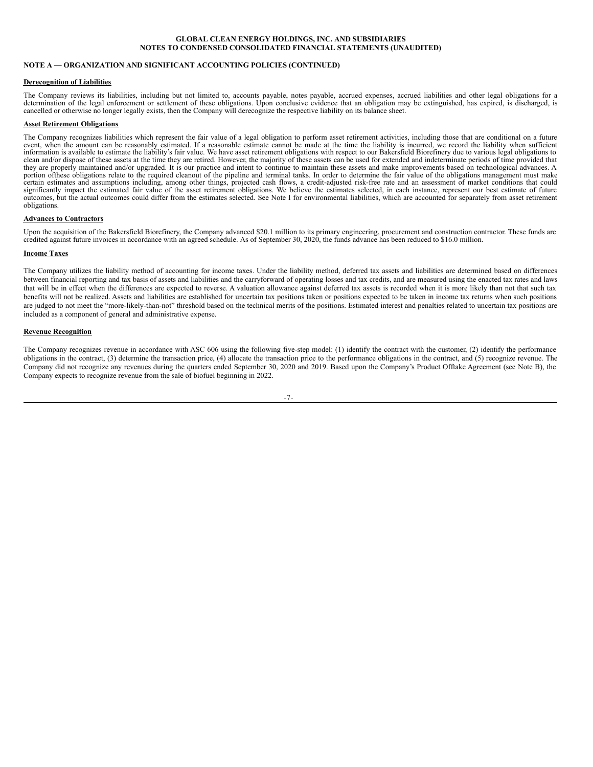### NOTE A — ORGANIZATION AND SIGNIFICANT ACCOUNTING POLICIES (CONTINUED)

**Derecognition of Liabilities**

The Company reviews its liabilities, including but not limited to, accounts payable, notes payable, accrued expenses, accrued liabilities and other legal obligations for a determination of the legal enforcement or settlement of these obligations. Upon conclusive evidence that an obligation may be extinguished, has expired, is discharged, is cancelled or otherwise no longer legally exists, then the Company will derecognize the respective liability on its balance sheet.

**Asset Retirement Obligations**

The Company recognizes liabilities which represent the fair value of a legal obligation to perform asset retirement activities, including those that are conditional on a future event, when the amount can be reasonably estimated. If a reasonable estimate cannot be made at the time the liability is incurred, we record the liability when sufficient information is available to estimate the liability's fair value. We have asset retirement obligations with respect to our Bakersfield Biorefinery due to various legal obligations to clean and/or dispose of these assets at the time they are retired. However, the majority of these assets can be used for extended and indeterminate periods of time provided that they are properly maintained and/or upgraded. It is our practice and intent to continue to maintain these assets and make improvements based on technological advances. A portion ofthese obligations relate to the required cleanout of the pipeline and terminal tanks. In order to determine the fair value of the obligations management must make certain estimates and assumptions including, among other things, projected cash flows, a credit-adjusted risk-free rate and an assessment of market conditions that could significantly impact the estimated fair value of the asset retirement obligations. We believe the estimates selected, in each instance, represent our best estimate of future outcomes, but the actual outcomes could differ from the estimates selected. See Note I for environmental liabilities, which are accounted for separately from asset retirement obligations.

**Advances to Contractors**

Upon the acquisition of the Bakersfield Biorefinery, the Company advanced $20.1 million to its primary engineering, procurement and construction contractor. These funds are credited against future invoices in accordance with an agreed schedule. As of September 30, 2020, the funds advance has been reduced to $16.0 million.

**Income Taxes**

The Company utilizes the liability method of accounting for income taxes. Under the liability method, deferred tax assets and liabilities are determined based on differences between financial reporting and tax basis of assets and liabilities and the carryforward of operating losses and tax credits, and are measured using the enacted tax rates and laws that will be in effect when the differences are expected to reverse. A valuation allowance against deferred tax assets is recorded when it is more likely than not that such tax benefits will not be realized. Assets and liabilities are established for uncertain tax positions taken or positions expected to be taken in income tax returns when such positions are judged to not meet the "more-likely-than-not" threshold based on the technical merits of the positions. Estimated interest and penalties related to uncertain tax positions are included as a component of general and administrative expense.

**Revenue Recognition**

The Company recognizes revenue in accordance with ASC 606 using the following five-step model: (1) identify the contract with the customer, (2) identify the performance obligations in the contract, (3) determine the transaction price, (4) allocate the transaction price to the performance obligations in the contract, and (5) recognize revenue. The Company did not recognize any revenues during the quarters ended September 30, 2020 and 2019. Based upon the Company's Product Offtake Agreement (see Note B), the Company expects to recognize revenue from the sale of biofuel beginning in 2022.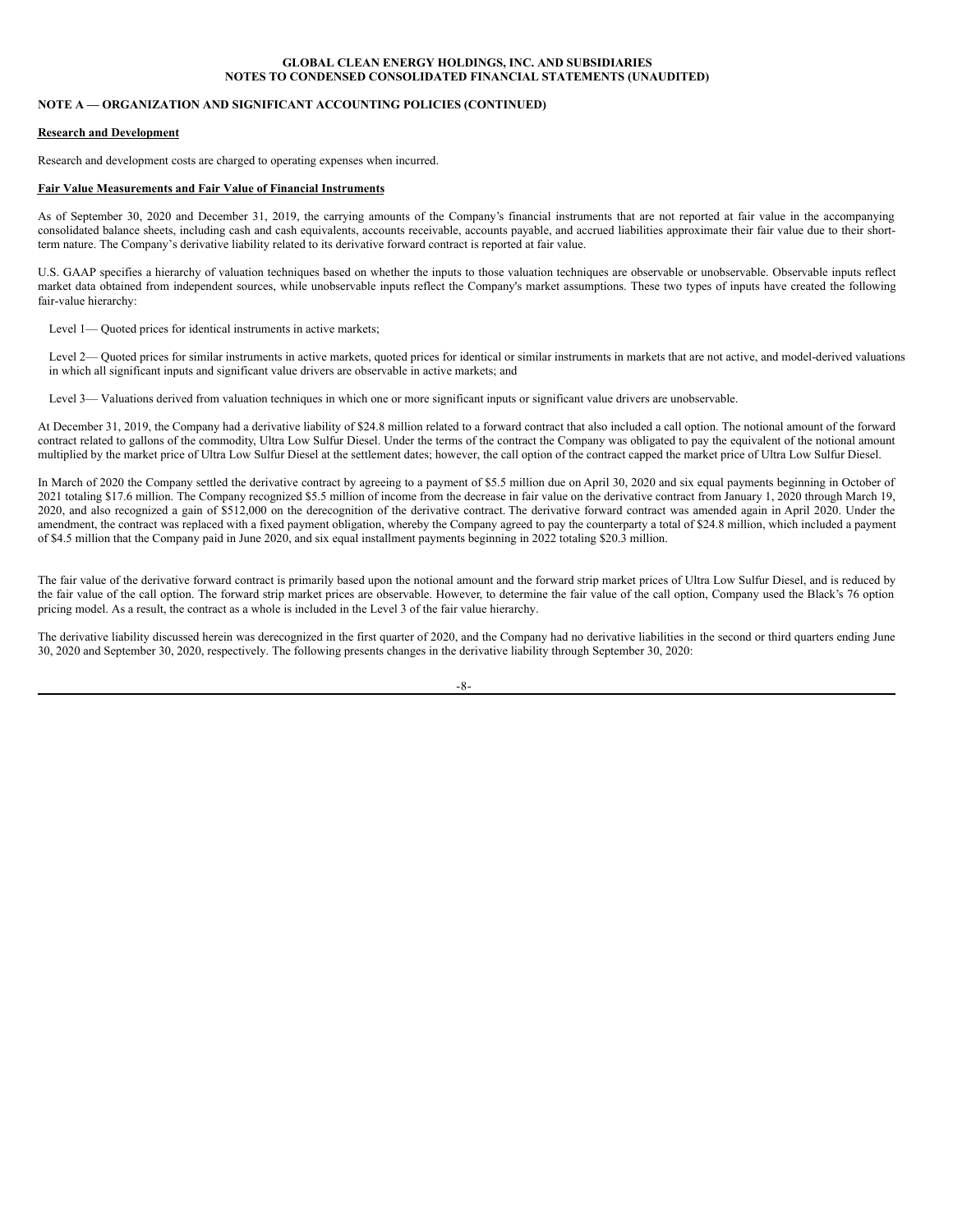**NOTE A — ORGANIZATION AND SIGNIFICANT ACCOUNTING POLICIES (CONTINUED)**

**Research and Development**

Research and development costs are charged to operating expenses when incurred.

**Fair Value Measurements and Fair Value of Financial Instruments**

As of September 30, 2020 and December 31, 2019, the carrying amounts of the Company's financial instruments that are not reported at fair value in the accompanying consolidated balance sheets, including cash and cash equivalents, accounts receivable, accounts payable, and accrued liabilities approximate their fair value due to their short-term nature. The Company's derivative liability related to its derivative forward contract is reported at fair value.

U.S. GAAP specifies a hierarchy of valuation techniques based on whether the inputs to those valuation techniques are observable or unobservable. Observable inputs reflect market data obtained from independent sources, while unobservable inputs reflect the Company's market assumptions. These two types of inputs have created the following fair-value hierarchy:

Level 1— Quoted prices for identical instruments in active markets;

Level 2— Quoted prices for similar instruments in active markets, quoted prices for identical or similar instruments in markets that are not active, and model-derived valuations in which all significant inputs and significant value drivers are observable in active markets; and

Level 3— Valuations derived from valuation techniques in which one or more significant inputs or significant value drivers are unobservable.

At December 31, 2019, the Company had a derivative liability of $24.8 million related to a forward contract that also included a call option. The notional amount of the forward contract related to gallons of the commodity, Ultra Low Sulfur Diesel. Under the terms of the contract the Company was obligated to pay the equivalent of the notional amount multiplied by the market price of Ultra Low Sulfur Diesel at the settlement dates; however, the call option of the contract capped the market price of Ultra Low Sulfur Diesel.

In March of 2020 the Company settled the derivative contract by agreeing to a payment of $5.5 million due on April 30, 2020 and six equal payments beginning in October of 2021 totaling $17.6 million. The Company recognized $5.5 million of income from the decrease in fair value on the derivative contract from January 1, 2020 through March 19, 2020, and also recognized a gain of $512,000 on the derecognition of the derivative contract. The derivative forward contract was amended again in April 2020. Under the amendment, the contract was replaced with a fixed payment obligation, whereby the Company agreed to pay the counterparty a total of $24.8 million, which included a payment of $4.5 million that the Company paid in June 2020, and six equal installment payments beginning in 2022 totaling $20.3 million.

The fair value of the derivative forward contract is primarily based upon the notional amount and the forward strip market prices of Ultra Low Sulfur Diesel, and is reduced by the fair value of the call option. The forward strip market prices are observable. However, to determine the fair value of the call option, Company used the Black's 76 option pricing model. As a result, the contract as a whole is included in the Level 3 of the fair value hierarchy.

The derivative liability discussed herein was derecognized in the first quarter of 2020, and the Company had no derivative liabilities in the second or third quarters ending June 30, 2020 and September 30, 2020, respectively. The following presents changes in the derivative liability through September 30, 2020: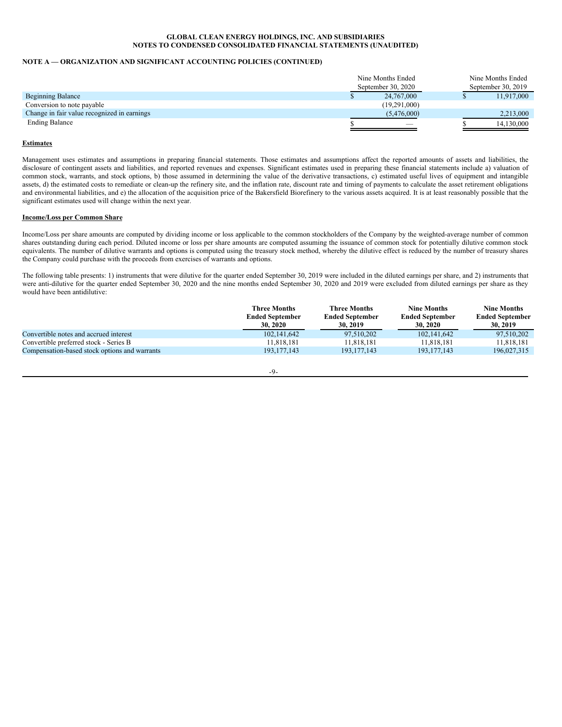## NOTE A — ORGANIZATION AND SIGNIFICANT ACCOUNTING POLICIES (CONTINUED)

| | Nine Months Ended September 30, 2020 | Nine Months Ended September 30, 2019 |
|---|---|---|
| Beginning Balance | $ 24,767,000 | $ 11,917,000 |
| Conversion to note payable | (19,291,000) | |
| Change in fair value recognized in earnings | (5,476,000) | 2,213,000 |
| Ending Balance | $ — | $ 14,130,000 |

**Estimates**

Management uses estimates and assumptions in preparing financial statements. Those estimates and assumptions affect the reported amounts of assets and liabilities, the disclosure of contingent assets and liabilities, and reported revenues and expenses. Significant estimates used in preparing these financial statements include a) valuation of common stock, warrants, and stock options, b) those assumed in determining the value of the derivative transactions, c) estimated useful lives of equipment and intangible assets, d) the estimated costs to remediate or clean-up the refinery site, and the inflation rate, discount rate and timing of payments to calculate the asset retirement obligations and environmental liabilities, and e) the allocation of the acquisition price of the Bakersfield Biorefinery to the various assets acquired. It is at least reasonably possible that the significant estimates used will change within the next year.

**Income/Loss per Common Share**

Income/Loss per share amounts are computed by dividing income or loss applicable to the common stockholders of the Company by the weighted-average number of common shares outstanding during each period. Diluted income or loss per share amounts are computed assuming the issuance of common stock for potentially dilutive common stock equivalents. The number of dilutive warrants and options is computed using the treasury stock method, whereby the dilutive effect is reduced by the number of treasury shares the Company could purchase with the proceeds from exercises of warrants and options.

The following table presents: 1) instruments that were dilutive for the quarter ended September 30, 2019 were included in the diluted earnings per share, and 2) instruments that were anti-dilutive for the quarter ended September 30, 2020 and the nine months ended September 30, 2020 and 2019 were excluded from diluted earnings per share as they would have been antidilutive:

| | Three Months Ended September 30, 2020 | Three Months Ended September 30, 2019 | Nine Months Ended September 30, 2020 | Nine Months Ended September 30, 2019 |
|---|---|---|---|---|
| Convertible notes and accrued interest | 102,141,642 | 97,510,202 | 102,141,642 | 97,510,202 |
| Convertible preferred stock - Series B | 11,818,181 | 11,818,181 | 11,818,181 | 11,818,181 |
| Compensation-based stock options and warrants | 193,177,143 | 193,177,143 | 193,177,143 | 196,027,315 |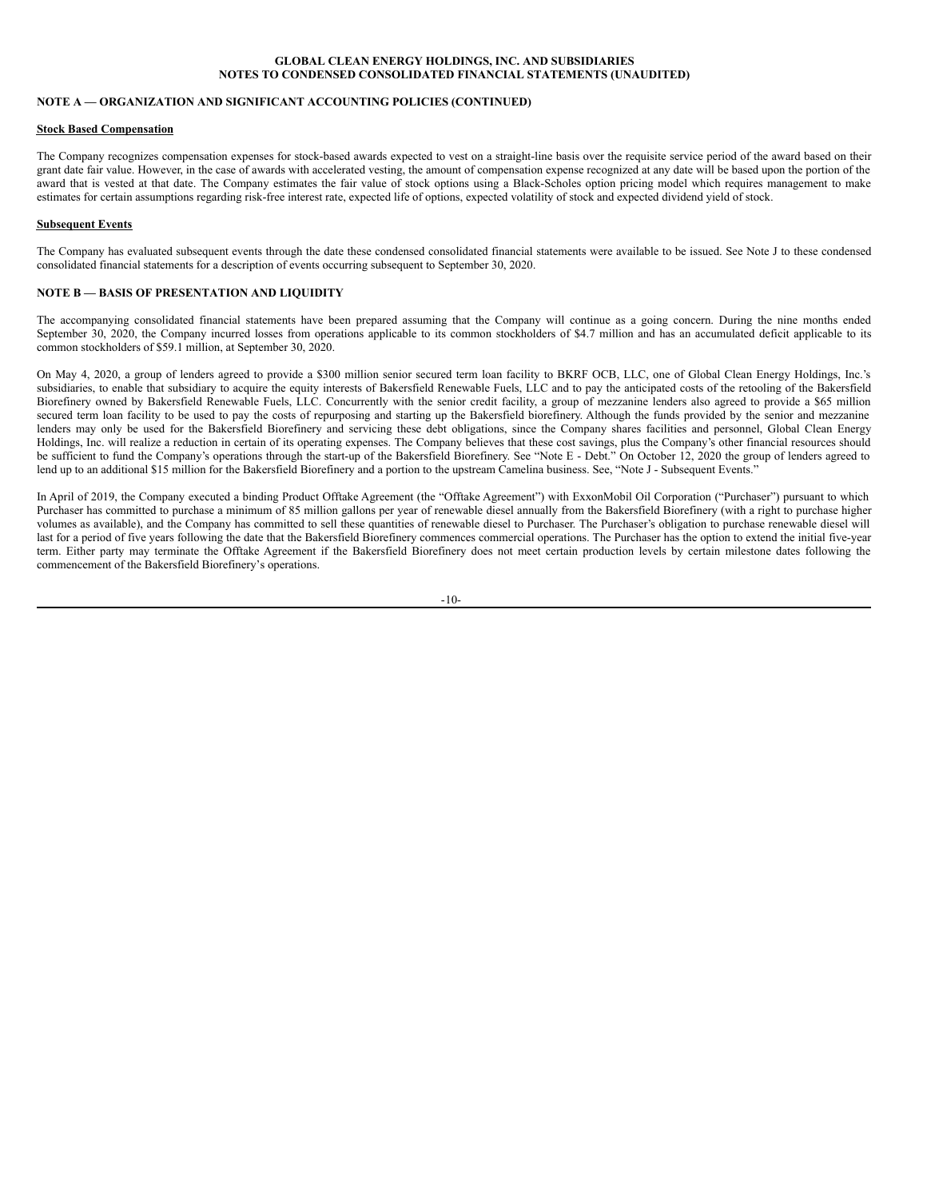## NOTE A — ORGANIZATION AND SIGNIFICANT ACCOUNTING POLICIES (CONTINUED)

### Stock Based Compensation

The Company recognizes compensation expenses for stock-based awards expected to vest on a straight-line basis over the requisite service period of the award based on their grant date fair value. However, in the case of awards with accelerated vesting, the amount of compensation expense recognized at any date will be based upon the portion of the award that is vested at that date. The Company estimates the fair value of stock options using a Black-Scholes option pricing model which requires management to make estimates for certain assumptions regarding risk-free interest rate, expected life of options, expected volatility of stock and expected dividend yield of stock.

### Subsequent Events

The Company has evaluated subsequent events through the date these condensed consolidated financial statements were available to be issued. See Note J to these condensed consolidated financial statements for a description of events occurring subsequent to September 30, 2020.

## NOTE B — BASIS OF PRESENTATION AND LIQUIDITY

The accompanying consolidated financial statements have been prepared assuming that the Company will continue as a going concern. During the nine months ended September 30, 2020, the Company incurred losses from operations applicable to its common stockholders of $4.7 million and has an accumulated deficit applicable to its common stockholders of $59.1 million, at September 30, 2020.

On May 4, 2020, a group of lenders agreed to provide a $300 million senior secured term loan facility to BKRF OCB, LLC, one of Global Clean Energy Holdings, Inc.'s subsidiaries, to enable that subsidiary to acquire the equity interests of Bakersfield Renewable Fuels, LLC and to pay the anticipated costs of the retooling of the Bakersfield Biorefinery owned by Bakersfield Renewable Fuels, LLC. Concurrently with the senior credit facility, a group of mezzanine lenders also agreed to provide a $65 million secured term loan facility to be used to pay the costs of repurposing and starting up the Bakersfield biorefinery. Although the funds provided by the senior and mezzanine lenders may only be used for the Bakersfield Biorefinery and servicing these debt obligations, since the Company shares facilities and personnel, Global Clean Energy Holdings, Inc. will realize a reduction in certain of its operating expenses. The Company believes that these cost savings, plus the Company's other financial resources should be sufficient to fund the Company's operations through the start-up of the Bakersfield Biorefinery. See "Note E - Debt." On October 12, 2020 the group of lenders agreed to lend up to an additional $15 million for the Bakersfield Biorefinery and a portion to the upstream Camelina business. See, "Note J - Subsequent Events."

In April of 2019, the Company executed a binding Product Offtake Agreement (the "Offtake Agreement") with ExxonMobil Oil Corporation ("Purchaser") pursuant to which Purchaser has committed to purchase a minimum of 85 million gallons per year of renewable diesel annually from the Bakersfield Biorefinery (with a right to purchase higher volumes as available), and the Company has committed to sell these quantities of renewable diesel to Purchaser. The Purchaser's obligation to purchase renewable diesel will last for a period of five years following the date that the Bakersfield Biorefinery commences commercial operations. The Purchaser has the option to extend the initial five-year term. Either party may terminate the Offtake Agreement if the Bakersfield Biorefinery does not meet certain production levels by certain milestone dates following the commencement of the Bakersfield Biorefinery's operations.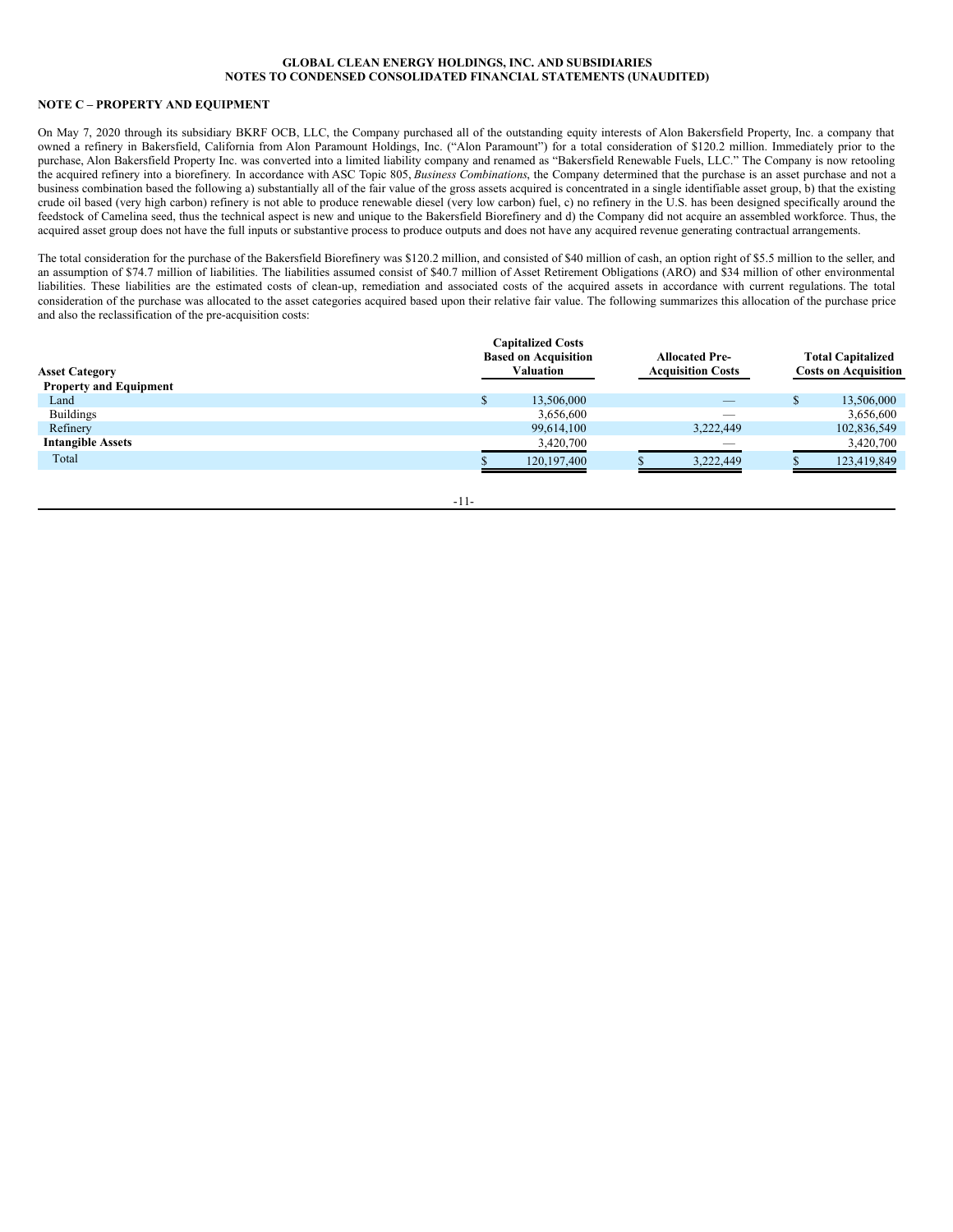GLOBAL CLEAN ENERGY HOLDINGS, INC. AND SUBSIDIARIES
NOTES TO CONDENSED CONSOLIDATED FINANCIAL STATEMENTS (UNAUDITED)

## NOTE C – PROPERTY AND EQUIPMENT

On May 7, 2020 through its subsidiary BKRF OCB, LLC, the Company purchased all of the outstanding equity interests of Alon Bakersfield Property, Inc. a company that owned a refinery in Bakersfield, California from Alon Paramount Holdings, Inc. ("Alon Paramount") for a total consideration of $120.2 million. Immediately prior to the purchase, Alon Bakersfield Property Inc. was converted into a limited liability company and renamed as "Bakersfield Renewable Fuels, LLC." The Company is now retooling the acquired refinery into a biorefinery. In accordance with ASC Topic 805, *Business Combinations*, the Company determined that the purchase is an asset purchase and not a business combination based the following a) substantially all of the fair value of the gross assets acquired is concentrated in a single identifiable asset group, b) that the existing crude oil based (very high carbon) refinery is not able to produce renewable diesel (very low carbon) fuel, c) no refinery in the U.S. has been designed specifically around the feedstock of Camelina seed, thus the technical aspect is new and unique to the Bakersfield Biorefinery and d) the Company did not acquire an assembled workforce. Thus, the acquired asset group does not have the full inputs or substantive process to produce outputs and does not have any acquired revenue generating contractual arrangements.

The total consideration for the purchase of the Bakersfield Biorefinery was $120.2 million, and consisted of $40 million of cash, an option right of $5.5 million to the seller, and an assumption of $74.7 million of liabilities. The liabilities assumed consist of $40.7 million of Asset Retirement Obligations (ARO) and $34 million of other environmental liabilities. These liabilities are the estimated costs of clean-up, remediation and associated costs of the acquired assets in accordance with current regulations. The total consideration of the purchase was allocated to the asset categories acquired based upon their relative fair value. The following summarizes this allocation of the purchase price and also the reclassification of the pre-acquisition costs:

| Asset Category | Capitalized Costs Based on Acquisition Valuation | Allocated Pre-Acquisition Costs | Total Capitalized Costs on Acquisition |
|---|---|---|---|
| **Property and Equipment** | | | |
| Land | $ 13,506,000 | — | $ 13,506,000 |
| Buildings | 3,656,600 | — | 3,656,600 |
| Refinery | 99,614,100 | 3,222,449 | 102,836,549 |
| **Intangible Assets** | 3,420,700 | — | 3,420,700 |
| Total | $ 120,197,400 | $ 3,222,449 | $ 123,419,849 |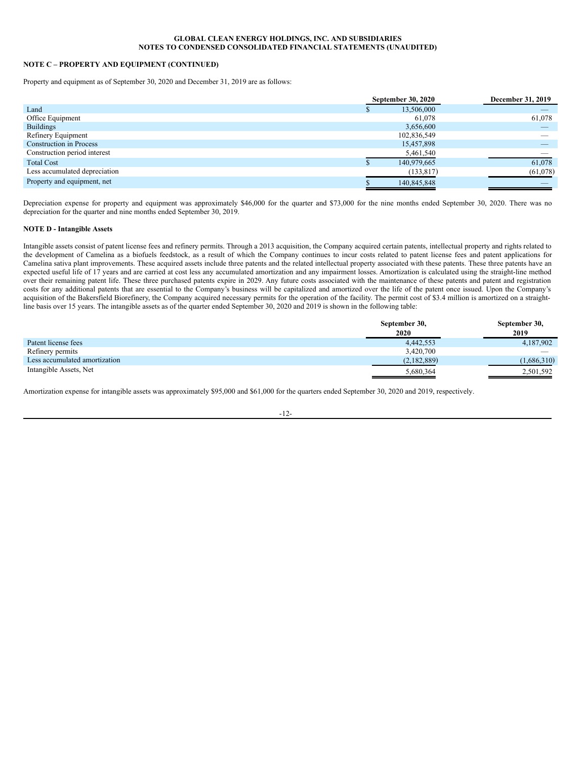**GLOBAL CLEAN ENERGY HOLDINGS, INC. AND SUBSIDIARIES**
**NOTES TO CONDENSED CONSOLIDATED FINANCIAL STATEMENTS (UNAUDITED)**

**NOTE C – PROPERTY AND EQUIPMENT (CONTINUED)**

Property and equipment as of September 30, 2020 and December 31, 2019 are as follows:

| | September 30, 2020 | December 31, 2019 |
|---|---|---|
| Land | $ 13,506,000 | — |
| Office Equipment | 61,078 | 61,078 |
| Buildings | 3,656,600 | — |
| Refinery Equipment | 102,836,549 | — |
| Construction in Process | 15,457,898 | — |
| Construction period interest | 5,461,540 | — |
| Total Cost | $ 140,979,665 | 61,078 |
| Less accumulated depreciation | (133,817) | (61,078) |
| Property and equipment, net | $ 140,845,848 | — |

Depreciation expense for property and equipment was approximately $46,000 for the quarter and $73,000 for the nine months ended September 30, 2020. There was no depreciation for the quarter and nine months ended September 30, 2019.

**NOTE D - Intangible Assets**

Intangible assets consist of patent license fees and refinery permits. Through a 2013 acquisition, the Company acquired certain patents, intellectual property and rights related to the development of Camelina as a biofuels feedstock, as a result of which the Company continues to incur costs related to patent license fees and patent applications for Camelina sativa plant improvements. These acquired assets include three patents and the related intellectual property associated with these patents. These three patents have an expected useful life of 17 years and are carried at cost less any accumulated amortization and any impairment losses. Amortization is calculated using the straight-line method over their remaining patent life. These three purchased patents expire in 2029. Any future costs associated with the maintenance of these patents and patent and registration costs for any additional patents that are essential to the Company's business will be capitalized and amortized over the life of the patent once issued. Upon the Company's acquisition of the Bakersfield Biorefinery, the Company acquired necessary permits for the operation of the facility. The permit cost of $3.4 million is amortized on a straight-line basis over 15 years. The intangible assets as of the quarter ended September 30, 2020 and 2019 is shown in the following table:

| | September 30, 2020 | September 30, 2019 |
|---|---|---|
| Patent license fees | 4,442,553 | 4,187,902 |
| Refinery permits | 3,420,700 | — |
| Less accumulated amortization | (2,182,889) | (1,686,310) |
| Intangible Assets, Net | 5,680,364 | 2,501,592 |

Amortization expense for intangible assets was approximately $95,000 and $61,000 for the quarters ended September 30, 2020 and 2019, respectively.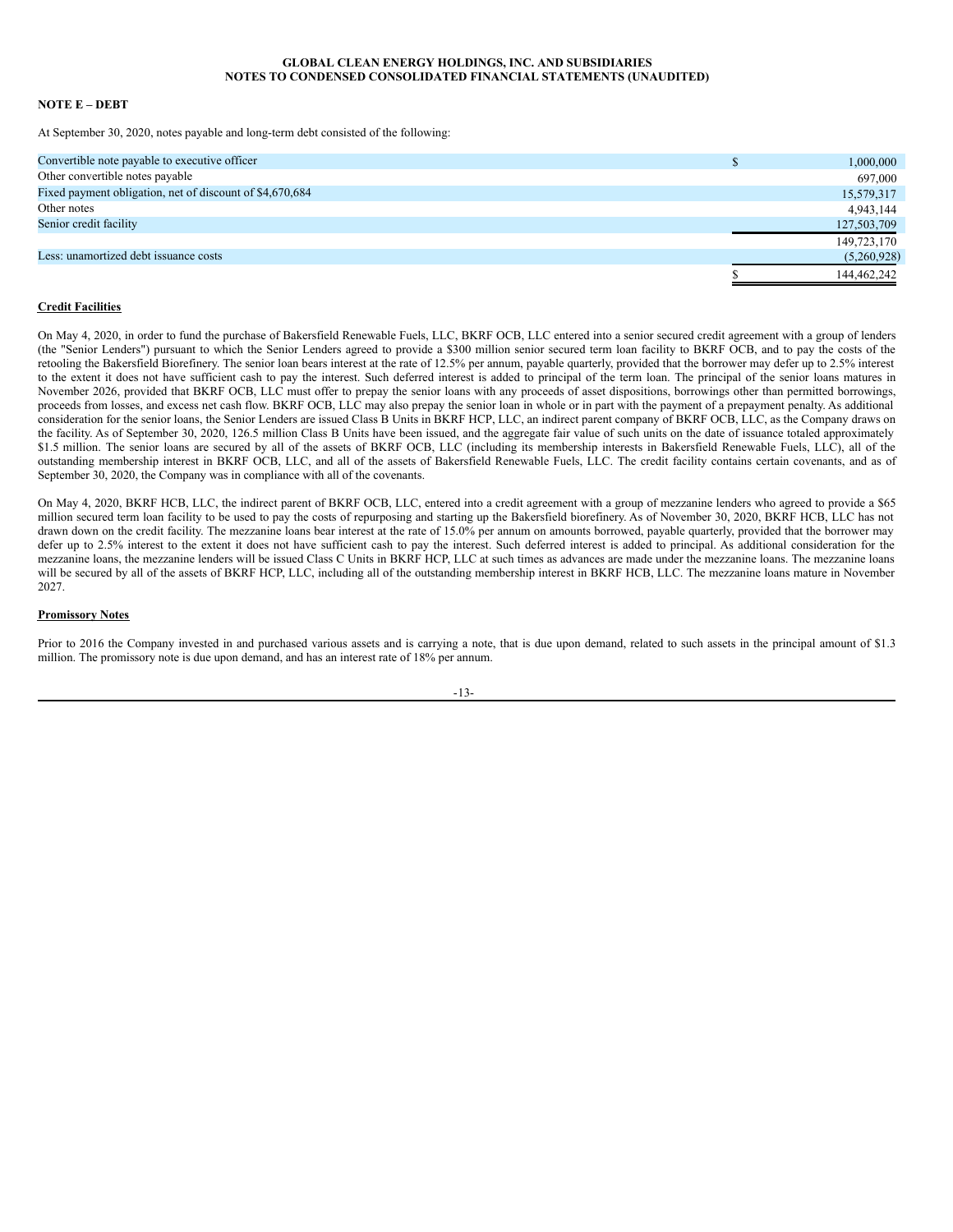## NOTE E – DEBT

At September 30, 2020, notes payable and long-term debt consisted of the following:

| | |
|---|---|
| Convertible note payable to executive officer | $ 1,000,000 |
| Other convertible notes payable | 697,000 |
| Fixed payment obligation, net of discount of $4,670,684 | 15,579,317 |
| Other notes | 4,943,144 |
| Senior credit facility | 127,503,709 |
| | 149,723,170 |
| Less: unamortized debt issuance costs | (5,260,928) |
| | $ 144,462,242 |

**Credit Facilities**

On May 4, 2020, in order to fund the purchase of Bakersfield Renewable Fuels, LLC, BKRF OCB, LLC entered into a senior secured credit agreement with a group of lenders (the "Senior Lenders") pursuant to which the Senior Lenders agreed to provide a $300 million senior secured term loan facility to BKRF OCB, and to pay the costs of the retooling the Bakersfield Biorefinery. The senior loan bears interest at the rate of 12.5% per annum, payable quarterly, provided that the borrower may defer up to 2.5% interest to the extent it does not have sufficient cash to pay the interest. Such deferred interest is added to principal of the term loan. The principal of the senior loans matures in November 2026, provided that BKRF OCB, LLC must offer to prepay the senior loans with any proceeds of asset dispositions, borrowings other than permitted borrowings, proceeds from losses, and excess net cash flow. BKRF OCB, LLC may also prepay the senior loan in whole or in part with the payment of a prepayment penalty. As additional consideration for the senior loans, the Senior Lenders are issued Class B Units in BKRF HCP, LLC, an indirect parent company of BKRF OCB, LLC, as the Company draws on the facility. As of September 30, 2020, 126.5 million Class B Units have been issued, and the aggregate fair value of such units on the date of issuance totaled approximately $1.5 million. The senior loans are secured by all of the assets of BKRF OCB, LLC (including its membership interests in Bakersfield Renewable Fuels, LLC), all of the outstanding membership interest in BKRF OCB, LLC, and all of the assets of Bakersfield Renewable Fuels, LLC. The credit facility contains certain covenants, and as of September 30, 2020, the Company was in compliance with all of the covenants.

On May 4, 2020, BKRF HCB, LLC, the indirect parent of BKRF OCB, LLC, entered into a credit agreement with a group of mezzanine lenders who agreed to provide a $65 million secured term loan facility to be used to pay the costs of repurposing and starting up the Bakersfield biorefinery. As of November 30, 2020, BKRF HCB, LLC has not drawn down on the credit facility. The mezzanine loans bear interest at the rate of 15.0% per annum on amounts borrowed, payable quarterly, provided that the borrower may defer up to 2.5% interest to the extent it does not have sufficient cash to pay the interest. Such deferred interest is added to principal. As additional consideration for the mezzanine loans, the mezzanine lenders will be issued Class C Units in BKRF HCP, LLC at such times as advances are made under the mezzanine loans. The mezzanine loans will be secured by all of the assets of BKRF HCP, LLC, including all of the outstanding membership interest in BKRF HCB, LLC. The mezzanine loans mature in November 2027.

**Promissory Notes**

Prior to 2016 the Company invested in and purchased various assets and is carrying a note, that is due upon demand, related to such assets in the principal amount of $1.3 million. The promissory note is due upon demand, and has an interest rate of 18% per annum.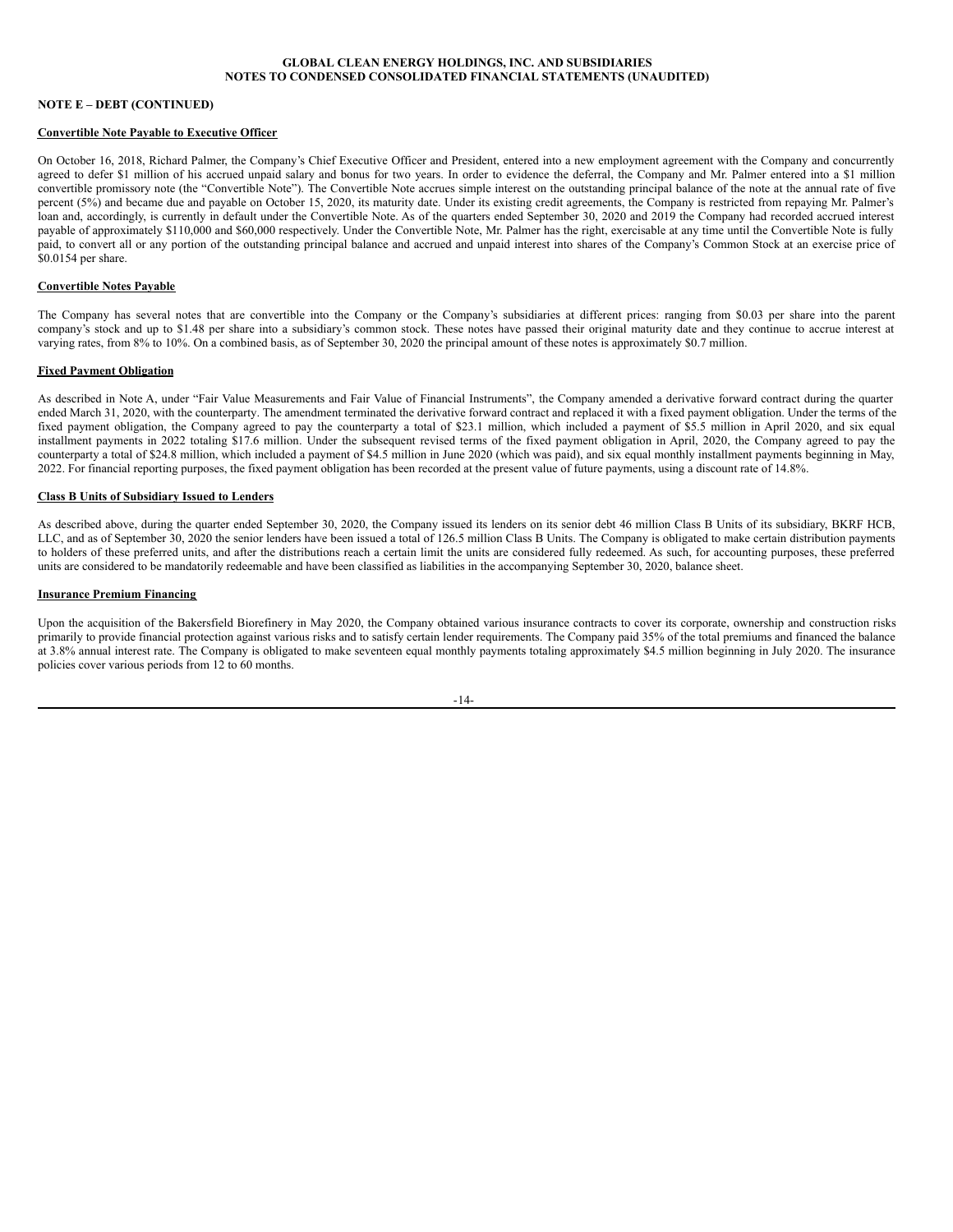**NOTE E – DEBT (CONTINUED)**

**Convertible Note Payable to Executive Officer**

On October 16, 2018, Richard Palmer, the Company's Chief Executive Officer and President, entered into a new employment agreement with the Company and concurrently agreed to defer $1 million of his accrued unpaid salary and bonus for two years. In order to evidence the deferral, the Company and Mr. Palmer entered into a $1 million convertible promissory note (the "Convertible Note"). The Convertible Note accrues simple interest on the outstanding principal balance of the note at the annual rate of five percent (5%) and became due and payable on October 15, 2020, its maturity date. Under its existing credit agreements, the Company is restricted from repaying Mr. Palmer's loan and, accordingly, is currently in default under the Convertible Note. As of the quarters ended September 30, 2020 and 2019 the Company had recorded accrued interest payable of approximately $110,000 and $60,000 respectively. Under the Convertible Note, Mr. Palmer has the right, exercisable at any time until the Convertible Note is fully paid, to convert all or any portion of the outstanding principal balance and accrued and unpaid interest into shares of the Company's Common Stock at an exercise price of $0.0154 per share.

**Convertible Notes Payable**

The Company has several notes that are convertible into the Company or the Company's subsidiaries at different prices: ranging from $0.03 per share into the parent company's stock and up to $1.48 per share into a subsidiary's common stock. These notes have passed their original maturity date and they continue to accrue interest at varying rates, from 8% to 10%. On a combined basis, as of September 30, 2020 the principal amount of these notes is approximately $0.7 million.

**Fixed Payment Obligation**

As described in Note A, under "Fair Value Measurements and Fair Value of Financial Instruments", the Company amended a derivative forward contract during the quarter ended March 31, 2020, with the counterparty. The amendment terminated the derivative forward contract and replaced it with a fixed payment obligation. Under the terms of the fixed payment obligation, the Company agreed to pay the counterparty a total of $23.1 million, which included a payment of $5.5 million in April 2020, and six equal installment payments in 2022 totaling $17.6 million. Under the subsequent revised terms of the fixed payment obligation in April, 2020, the Company agreed to pay the counterparty a total of $24.8 million, which included a payment of $4.5 million in June 2020 (which was paid), and six equal monthly installment payments beginning in May, 2022. For financial reporting purposes, the fixed payment obligation has been recorded at the present value of future payments, using a discount rate of 14.8%.

**Class B Units of Subsidiary Issued to Lenders**

As described above, during the quarter ended September 30, 2020, the Company issued its lenders on its senior debt 46 million Class B Units of its subsidiary, BKRF HCB, LLC, and as of September 30, 2020 the senior lenders have been issued a total of 126.5 million Class B Units. The Company is obligated to make certain distribution payments to holders of these preferred units, and after the distributions reach a certain limit the units are considered fully redeemed. As such, for accounting purposes, these preferred units are considered to be mandatorily redeemable and have been classified as liabilities in the accompanying September 30, 2020, balance sheet.

**Insurance Premium Financing**

Upon the acquisition of the Bakersfield Biorefinery in May 2020, the Company obtained various insurance contracts to cover its corporate, ownership and construction risks primarily to provide financial protection against various risks and to satisfy certain lender requirements. The Company paid 35% of the total premiums and financed the balance at 3.8% annual interest rate. The Company is obligated to make seventeen equal monthly payments totaling approximately $4.5 million beginning in July 2020. The insurance policies cover various periods from 12 to 60 months.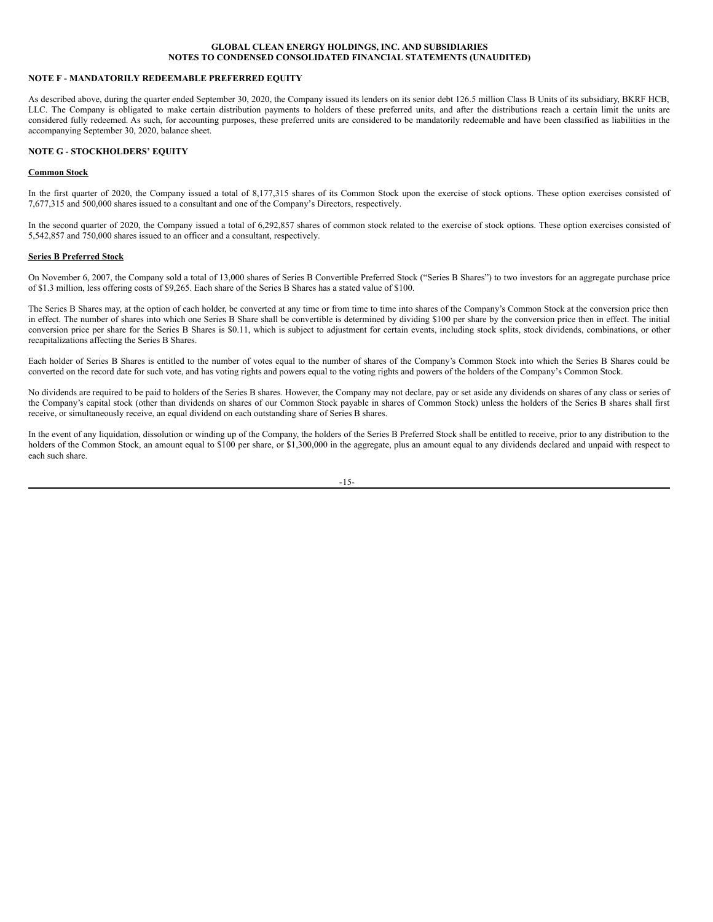## NOTE F - MANDATORILY REDEEMABLE PREFERRED EQUITY

As described above, during the quarter ended September 30, 2020, the Company issued its lenders on its senior debt 126.5 million Class B Units of its subsidiary, BKRF HCB, LLC. The Company is obligated to make certain distribution payments to holders of these preferred units, and after the distributions reach a certain limit the units are considered fully redeemed. As such, for accounting purposes, these preferred units are considered to be mandatorily redeemable and have been classified as liabilities in the accompanying September 30, 2020, balance sheet.

## NOTE G - STOCKHOLDERS' EQUITY

### Common Stock

In the first quarter of 2020, the Company issued a total of 8,177,315 shares of its Common Stock upon the exercise of stock options. These option exercises consisted of 7,677,315 and 500,000 shares issued to a consultant and one of the Company's Directors, respectively.

In the second quarter of 2020, the Company issued a total of 6,292,857 shares of common stock related to the exercise of stock options. These option exercises consisted of 5,542,857 and 750,000 shares issued to an officer and a consultant, respectively.

### Series B Preferred Stock

On November 6, 2007, the Company sold a total of 13,000 shares of Series B Convertible Preferred Stock ("Series B Shares") to two investors for an aggregate purchase price of $1.3 million, less offering costs of $9,265. Each share of the Series B Shares has a stated value of $100.

The Series B Shares may, at the option of each holder, be converted at any time or from time to time into shares of the Company's Common Stock at the conversion price then in effect. The number of shares into which one Series B Share shall be convertible is determined by dividing $100 per share by the conversion price then in effect. The initial conversion price per share for the Series B Shares is $0.11, which is subject to adjustment for certain events, including stock splits, stock dividends, combinations, or other recapitalizations affecting the Series B Shares.

Each holder of Series B Shares is entitled to the number of votes equal to the number of shares of the Company's Common Stock into which the Series B Shares could be converted on the record date for such vote, and has voting rights and powers equal to the voting rights and powers of the holders of the Company's Common Stock.

No dividends are required to be paid to holders of the Series B shares. However, the Company may not declare, pay or set aside any dividends on shares of any class or series of the Company's capital stock (other than dividends on shares of our Common Stock payable in shares of Common Stock) unless the holders of the Series B shares shall first receive, or simultaneously receive, an equal dividend on each outstanding share of Series B shares.

In the event of any liquidation, dissolution or winding up of the Company, the holders of the Series B Preferred Stock shall be entitled to receive, prior to any distribution to the holders of the Common Stock, an amount equal to $100 per share, or $1,300,000 in the aggregate, plus an amount equal to any dividends declared and unpaid with respect to each such share.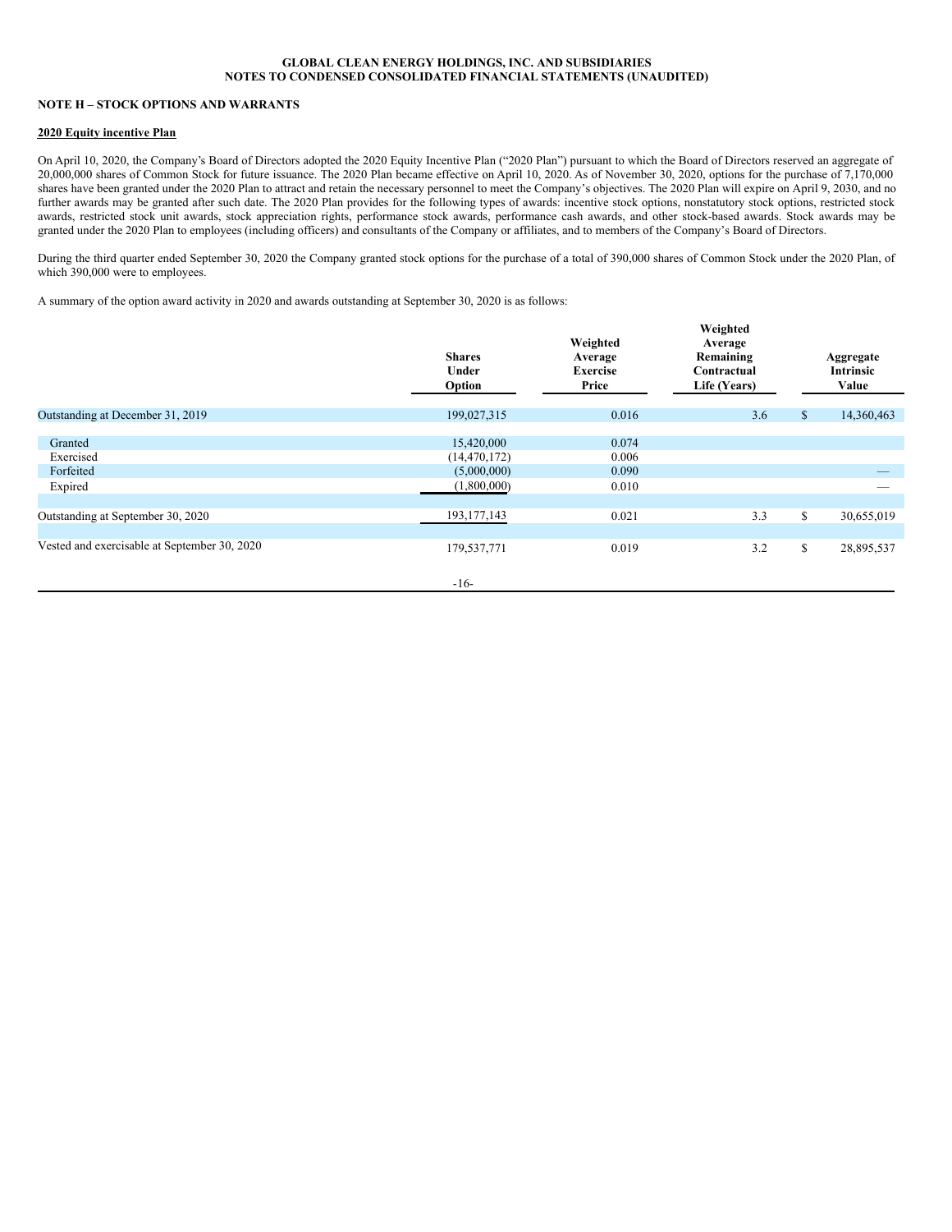## NOTE H – STOCK OPTIONS AND WARRANTS

**2020 Equity incentive Plan**

On April 10, 2020, the Company's Board of Directors adopted the 2020 Equity Incentive Plan ("2020 Plan") pursuant to which the Board of Directors reserved an aggregate of 20,000,000 shares of Common Stock for future issuance. The 2020 Plan became effective on April 10, 2020. As of November 30, 2020, options for the purchase of 7,170,000 shares have been granted under the 2020 Plan to attract and retain the necessary personnel to meet the Company's objectives. The 2020 Plan will expire on April 9, 2030, and no further awards may be granted after such date. The 2020 Plan provides for the following types of awards: incentive stock options, nonstatutory stock options, restricted stock awards, restricted stock unit awards, stock appreciation rights, performance stock awards, performance cash awards, and other stock-based awards. Stock awards may be granted under the 2020 Plan to employees (including officers) and consultants of the Company or affiliates, and to members of the Company's Board of Directors.

During the third quarter ended September 30, 2020 the Company granted stock options for the purchase of a total of 390,000 shares of Common Stock under the 2020 Plan, of which 390,000 were to employees.

A summary of the option award activity in 2020 and awards outstanding at September 30, 2020 is as follows:

| | Shares Under Option | Weighted Average Exercise Price | Weighted Average Remaining Contractual Life (Years) | Aggregate Intrinsic Value |
|---|---|---|---|---|
| Outstanding at December 31, 2019 | 199,027,315 | 0.016 | 3.6 | $ 14,360,463 |
| Granted | 15,420,000 | 0.074 | | |
| Exercised | (14,470,172) | 0.006 | | |
| Forfeited | (5,000,000) | 0.090 | | — |
| Expired | (1,800,000) | 0.010 | | — |
| Outstanding at September 30, 2020 | 193,177,143 | 0.021 | 3.3 | $ 30,655,019 |
| Vested and exercisable at September 30, 2020 | 179,537,771 | 0.019 | 3.2 | $ 28,895,537 |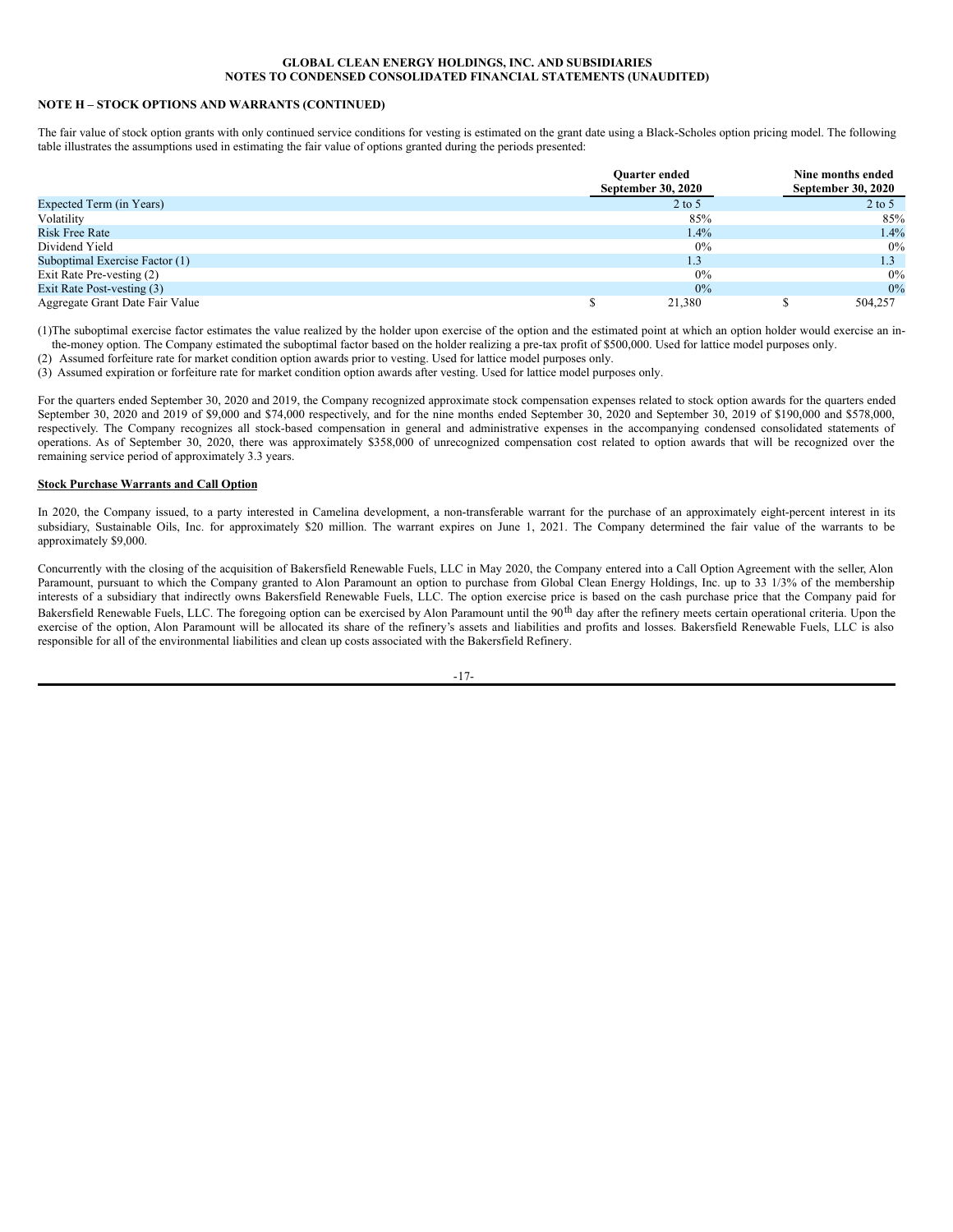## NOTE H – STOCK OPTIONS AND WARRANTS (CONTINUED)

The fair value of stock option grants with only continued service conditions for vesting is estimated on the grant date using a Black-Scholes option pricing model. The following table illustrates the assumptions used in estimating the fair value of options granted during the periods presented:

| | Quarter ended September 30, 2020 | Nine months ended September 30, 2020 |
|---|---|---|
| Expected Term (in Years) | 2 to 5 | 2 to 5 |
| Volatility | 85% | 85% |
| Risk Free Rate | 1.4% | 1.4% |
| Dividend Yield | 0% | 0% |
| Suboptimal Exercise Factor (1) | 1.3 | 1.3 |
| Exit Rate Pre-vesting (2) | 0% | 0% |
| Exit Rate Post-vesting (3) | 0% | 0% |
| Aggregate Grant Date Fair Value | $ 21,380 | $ 504,257 |

(1) The suboptimal exercise factor estimates the value realized by the holder upon exercise of the option and the estimated point at which an option holder would exercise an in-the-money option. The Company estimated the suboptimal factor based on the holder realizing a pre-tax profit of $500,000. Used for lattice model purposes only.

(2) Assumed forfeiture rate for market condition option awards prior to vesting. Used for lattice model purposes only.

(3) Assumed expiration or forfeiture rate for market condition option awards after vesting. Used for lattice model purposes only.

For the quarters ended September 30, 2020 and 2019, the Company recognized approximate stock compensation expenses related to stock option awards for the quarters ended September 30, 2020 and 2019 of $9,000 and $74,000 respectively, and for the nine months ended September 30, 2020 and September 30, 2019 of $190,000 and $578,000, respectively. The Company recognizes all stock-based compensation in general and administrative expenses in the accompanying condensed consolidated statements of operations. As of September 30, 2020, there was approximately $358,000 of unrecognized compensation cost related to option awards that will be recognized over the remaining service period of approximately 3.3 years.

**Stock Purchase Warrants and Call Option**

In 2020, the Company issued, to a party interested in Camelina development, a non-transferable warrant for the purchase of an approximately eight-percent interest in its subsidiary, Sustainable Oils, Inc. for approximately $20 million. The warrant expires on June 1, 2021. The Company determined the fair value of the warrants to be approximately $9,000.

Concurrently with the closing of the acquisition of Bakersfield Renewable Fuels, LLC in May 2020, the Company entered into a Call Option Agreement with the seller, Alon Paramount, pursuant to which the Company granted to Alon Paramount an option to purchase from Global Clean Energy Holdings, Inc. up to 33 1/3% of the membership interests of a subsidiary that indirectly owns Bakersfield Renewable Fuels, LLC. The option exercise price is based on the cash purchase price that the Company paid for Bakersfield Renewable Fuels, LLC. The foregoing option can be exercised by Alon Paramount until the 90th day after the refinery meets certain operational criteria. Upon the exercise of the option, Alon Paramount will be allocated its share of the refinery's assets and liabilities and profits and losses. Bakersfield Renewable Fuels, LLC is also responsible for all of the environmental liabilities and clean up costs associated with the Bakersfield Refinery.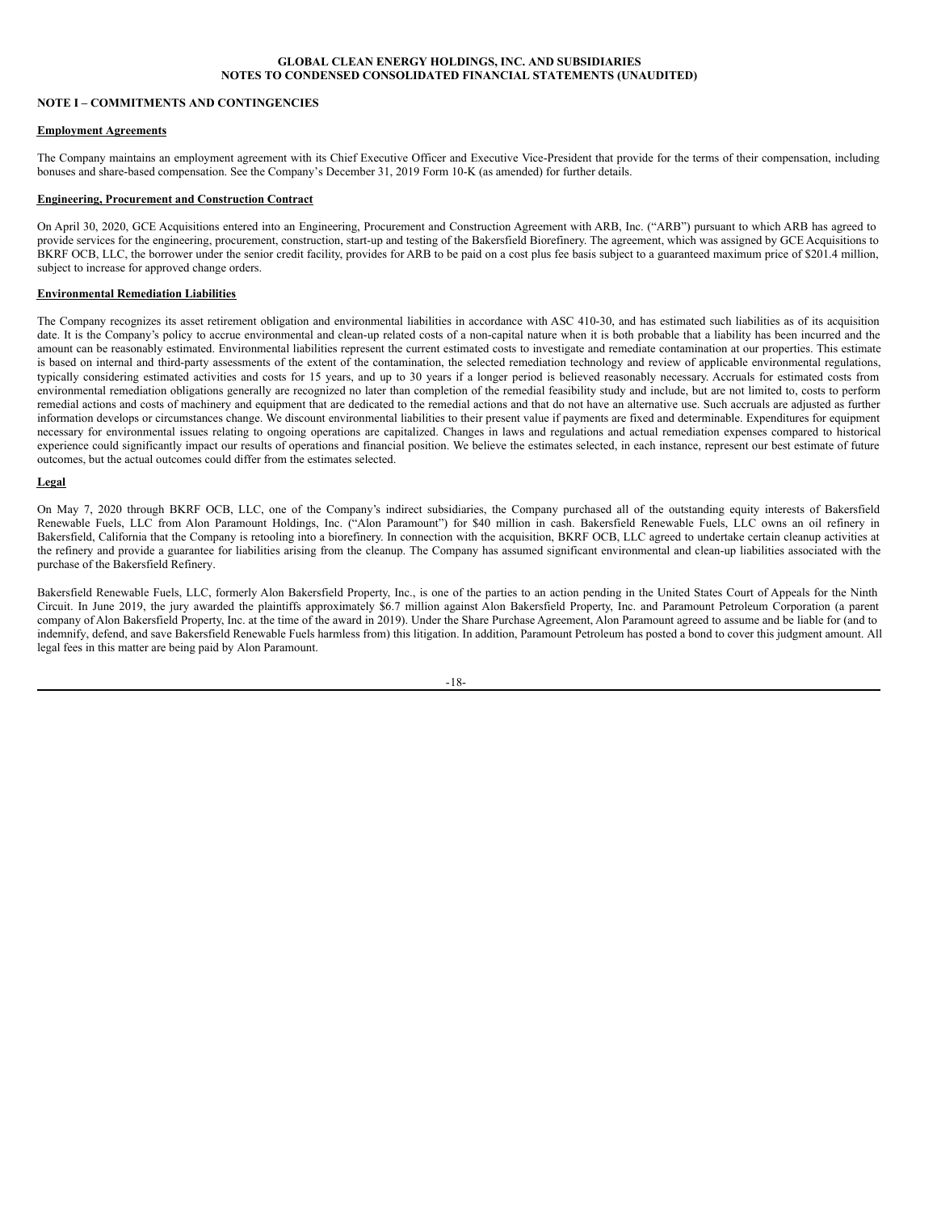## NOTE I – COMMITMENTS AND CONTINGENCIES

### Employment Agreements

The Company maintains an employment agreement with its Chief Executive Officer and Executive Vice-President that provide for the terms of their compensation, including bonuses and share-based compensation. See the Company's December 31, 2019 Form 10-K (as amended) for further details.

### Engineering, Procurement and Construction Contract

On April 30, 2020, GCE Acquisitions entered into an Engineering, Procurement and Construction Agreement with ARB, Inc. ("ARB") pursuant to which ARB has agreed to provide services for the engineering, procurement, construction, start-up and testing of the Bakersfield Biorefinery. The agreement, which was assigned by GCE Acquisitions to BKRF OCB, LLC, the borrower under the senior credit facility, provides for ARB to be paid on a cost plus fee basis subject to a guaranteed maximum price of $201.4 million, subject to increase for approved change orders.

### Environmental Remediation Liabilities

The Company recognizes its asset retirement obligation and environmental liabilities in accordance with ASC 410-30, and has estimated such liabilities as of its acquisition date. It is the Company's policy to accrue environmental and clean-up related costs of a non-capital nature when it is both probable that a liability has been incurred and the amount can be reasonably estimated. Environmental liabilities represent the current estimated costs to investigate and remediate contamination at our properties. This estimate is based on internal and third-party assessments of the extent of the contamination, the selected remediation technology and review of applicable environmental regulations, typically considering estimated activities and costs for 15 years, and up to 30 years if a longer period is believed reasonably necessary. Accruals for estimated costs from environmental remediation obligations generally are recognized no later than completion of the remedial feasibility study and include, but are not limited to, costs to perform remedial actions and costs of machinery and equipment that are dedicated to the remedial actions and that do not have an alternative use. Such accruals are adjusted as further information develops or circumstances change. We discount environmental liabilities to their present value if payments are fixed and determinable. Expenditures for equipment necessary for environmental issues relating to ongoing operations are capitalized. Changes in laws and regulations and actual remediation expenses compared to historical experience could significantly impact our results of operations and financial position. We believe the estimates selected, in each instance, represent our best estimate of future outcomes, but the actual outcomes could differ from the estimates selected.

### Legal

On May 7, 2020 through BKRF OCB, LLC, one of the Company's indirect subsidiaries, the Company purchased all of the outstanding equity interests of Bakersfield Renewable Fuels, LLC from Alon Paramount Holdings, Inc. ("Alon Paramount") for $40 million in cash. Bakersfield Renewable Fuels, LLC owns an oil refinery in Bakersfield, California that the Company is retooling into a biorefinery. In connection with the acquisition, BKRF OCB, LLC agreed to undertake certain cleanup activities at the refinery and provide a guarantee for liabilities arising from the cleanup. The Company has assumed significant environmental and clean-up liabilities associated with the purchase of the Bakersfield Refinery.

Bakersfield Renewable Fuels, LLC, formerly Alon Bakersfield Property, Inc., is one of the parties to an action pending in the United States Court of Appeals for the Ninth Circuit. In June 2019, the jury awarded the plaintiffs approximately $6.7 million against Alon Bakersfield Property, Inc. and Paramount Petroleum Corporation (a parent company of Alon Bakersfield Property, Inc. at the time of the award in 2019). Under the Share Purchase Agreement, Alon Paramount agreed to assume and be liable for (and to indemnify, defend, and save Bakersfield Renewable Fuels harmless from) this litigation. In addition, Paramount Petroleum has posted a bond to cover this judgment amount. All legal fees in this matter are being paid by Alon Paramount.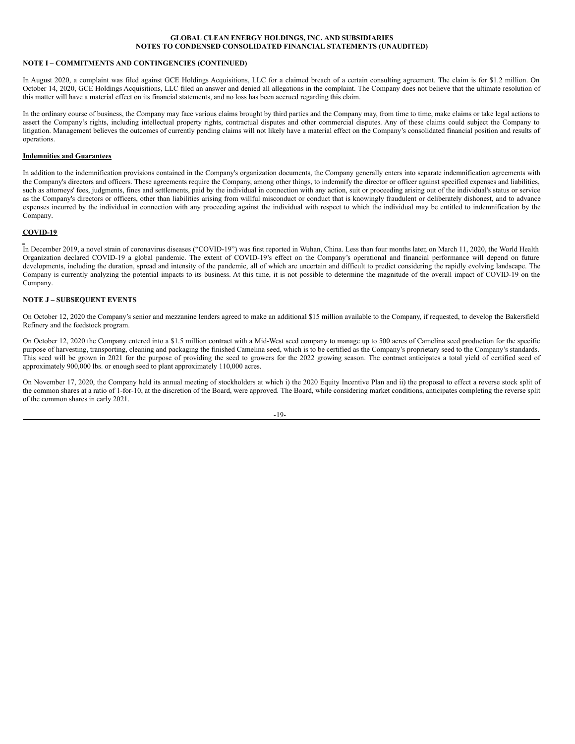**NOTE I – COMMITMENTS AND CONTINGENCIES (CONTINUED)**

In August 2020, a complaint was filed against GCE Holdings Acquisitions, LLC for a claimed breach of a certain consulting agreement. The claim is for $1.2 million. On October 14, 2020, GCE Holdings Acquisitions, LLC filed an answer and denied all allegations in the complaint. The Company does not believe that the ultimate resolution of this matter will have a material effect on its financial statements, and no loss has been accrued regarding this claim.

In the ordinary course of business, the Company may face various claims brought by third parties and the Company may, from time to time, make claims or take legal actions to assert the Company's rights, including intellectual property rights, contractual disputes and other commercial disputes. Any of these claims could subject the Company to litigation. Management believes the outcomes of currently pending claims will not likely have a material effect on the Company's consolidated financial position and results of operations.

**Indemnities and Guarantees**

In addition to the indemnification provisions contained in the Company's organization documents, the Company generally enters into separate indemnification agreements with the Company's directors and officers. These agreements require the Company, among other things, to indemnify the director or officer against specified expenses and liabilities, such as attorneys' fees, judgments, fines and settlements, paid by the individual in connection with any action, suit or proceeding arising out of the individual's status or service as the Company's directors or officers, other than liabilities arising from willful misconduct or conduct that is knowingly fraudulent or deliberately dishonest, and to advance expenses incurred by the individual in connection with any proceeding against the individual with respect to which the individual may be entitled to indemnification by the Company.

**COVID-19**

In December 2019, a novel strain of coronavirus diseases ("COVID-19") was first reported in Wuhan, China. Less than four months later, on March 11, 2020, the World Health Organization declared COVID-19 a global pandemic. The extent of COVID-19's effect on the Company's operational and financial performance will depend on future developments, including the duration, spread and intensity of the pandemic, all of which are uncertain and difficult to predict considering the rapidly evolving landscape. The Company is currently analyzing the potential impacts to its business. At this time, it is not possible to determine the magnitude of the overall impact of COVID-19 on the Company.

**NOTE J – SUBSEQUENT EVENTS**

On October 12, 2020 the Company's senior and mezzanine lenders agreed to make an additional $15 million available to the Company, if requested, to develop the Bakersfield Refinery and the feedstock program.

On October 12, 2020 the Company entered into a $1.5 million contract with a Mid-West seed company to manage up to 500 acres of Camelina seed production for the specific purpose of harvesting, transporting, cleaning and packaging the finished Camelina seed, which is to be certified as the Company's proprietary seed to the Company's standards. This seed will be grown in 2021 for the purpose of providing the seed to growers for the 2022 growing season. The contract anticipates a total yield of certified seed of approximately 900,000 lbs. or enough seed to plant approximately 110,000 acres.

On November 17, 2020, the Company held its annual meeting of stockholders at which i) the 2020 Equity Incentive Plan and ii) the proposal to effect a reverse stock split of the common shares at a ratio of 1-for-10, at the discretion of the Board, were approved. The Board, while considering market conditions, anticipates completing the reverse split of the common shares in early 2021.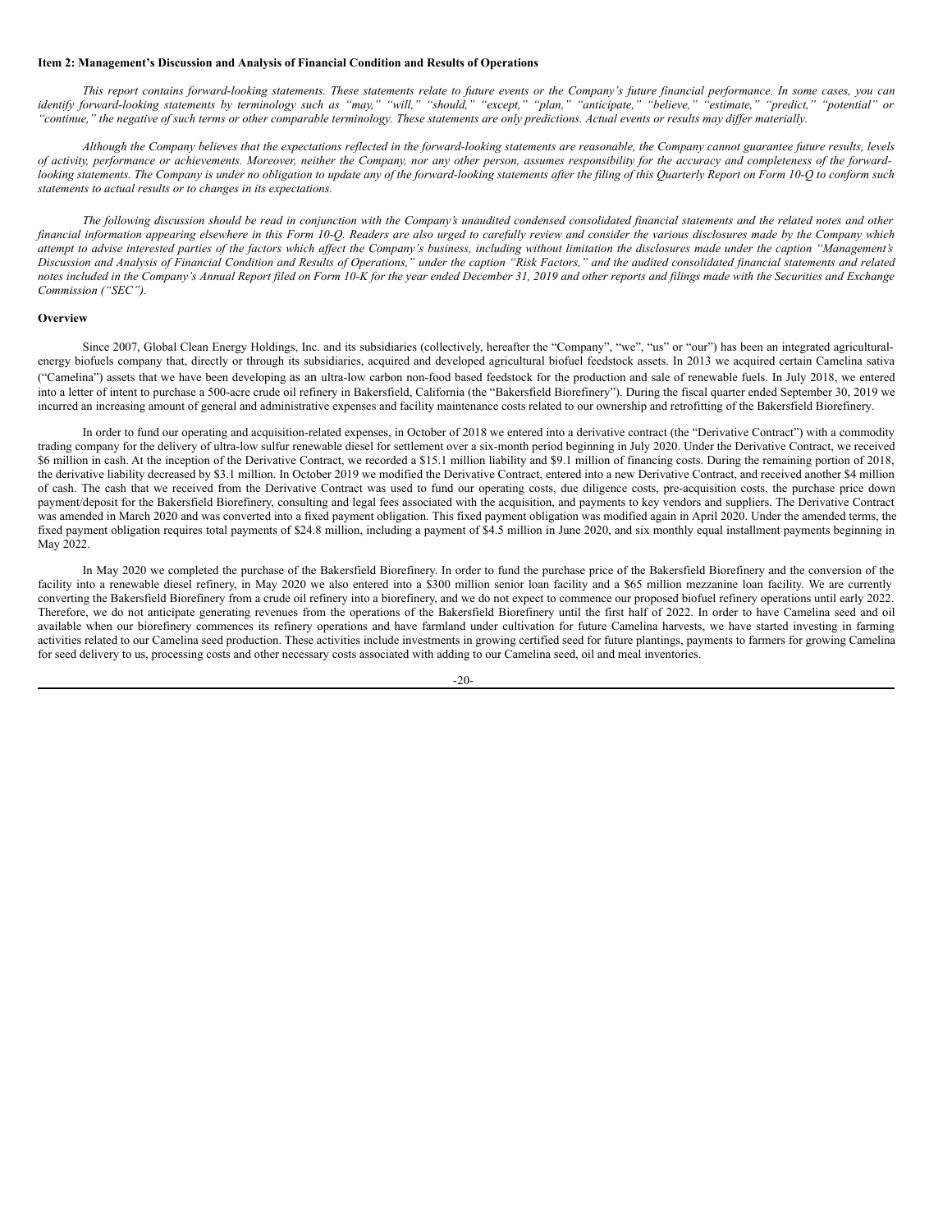**Item 2: Management's Discussion and Analysis of Financial Condition and Results of Operations**

*This report contains forward-looking statements. These statements relate to future events or the Company's future financial performance. In some cases, you can identify forward-looking statements by terminology such as "may," "will," "should," "except," "plan," "anticipate," "believe," "estimate," "predict," "potential" or "continue," the negative of such terms or other comparable terminology. These statements are only predictions. Actual events or results may differ materially.*

*Although the Company believes that the expectations reflected in the forward-looking statements are reasonable, the Company cannot guarantee future results, levels of activity, performance or achievements. Moreover, neither the Company, nor any other person, assumes responsibility for the accuracy and completeness of the forward-looking statements. The Company is under no obligation to update any of the forward-looking statements after the filing of this Quarterly Report on Form 10-Q to conform such statements to actual results or to changes in its expectations.*

*The following discussion should be read in conjunction with the Company's unaudited condensed consolidated financial statements and the related notes and other financial information appearing elsewhere in this Form 10-Q. Readers are also urged to carefully review and consider the various disclosures made by the Company which attempt to advise interested parties of the factors which affect the Company's business, including without limitation the disclosures made under the caption "Management's Discussion and Analysis of Financial Condition and Results of Operations," under the caption "Risk Factors," and the audited consolidated financial statements and related notes included in the Company's Annual Report filed on Form 10-K for the year ended December 31, 2019 and other reports and filings made with the Securities and Exchange Commission ("SEC").*

**Overview**

Since 2007, Global Clean Energy Holdings, Inc. and its subsidiaries (collectively, hereafter the "Company", "we", "us" or "our") has been an integrated agricultural-energy biofuels company that, directly or through its subsidiaries, acquired and developed agricultural biofuel feedstock assets. In 2013 we acquired certain Camelina sativa ("Camelina") assets that we have been developing as an ultra-low carbon non-food based feedstock for the production and sale of renewable fuels. In July 2018, we entered into a letter of intent to purchase a 500-acre crude oil refinery in Bakersfield, California (the "Bakersfield Biorefinery"). During the fiscal quarter ended September 30, 2019 we incurred an increasing amount of general and administrative expenses and facility maintenance costs related to our ownership and retrofitting of the Bakersfield Biorefinery.

In order to fund our operating and acquisition-related expenses, in October of 2018 we entered into a derivative contract (the "Derivative Contract") with a commodity trading company for the delivery of ultra-low sulfur renewable diesel for settlement over a six-month period beginning in July 2020. Under the Derivative Contract, we received $6 million in cash. At the inception of the Derivative Contract, we recorded a $15.1 million liability and $9.1 million of financing costs. During the remaining portion of 2018, the derivative liability decreased by $3.1 million. In October 2019 we modified the Derivative Contract, entered into a new Derivative Contract, and received another $4 million of cash. The cash that we received from the Derivative Contract was used to fund our operating costs, due diligence costs, pre-acquisition costs, the purchase price down payment/deposit for the Bakersfield Biorefinery, consulting and legal fees associated with the acquisition, and payments to key vendors and suppliers. The Derivative Contract was amended in March 2020 and was converted into a fixed payment obligation. This fixed payment obligation was modified again in April 2020. Under the amended terms, the fixed payment obligation requires total payments of $24.8 million, including a payment of $4.5 million in June 2020, and six monthly equal installment payments beginning in May 2022.

In May 2020 we completed the purchase of the Bakersfield Biorefinery. In order to fund the purchase price of the Bakersfield Biorefinery and the conversion of the facility into a renewable diesel refinery, in May 2020 we also entered into a $300 million senior loan facility and a $65 million mezzanine loan facility. We are currently converting the Bakersfield Biorefinery from a crude oil refinery into a biorefinery, and we do not expect to commence our proposed biofuel refinery operations until early 2022. Therefore, we do not anticipate generating revenues from the operations of the Bakersfield Biorefinery until the first half of 2022. In order to have Camelina seed and oil available when our biorefinery commences its refinery operations and have farmland under cultivation for future Camelina harvests, we have started investing in farming activities related to our Camelina seed production. These activities include investments in growing certified seed for future plantings, payments to farmers for growing Camelina for seed delivery to us, processing costs and other necessary costs associated with adding to our Camelina seed, oil and meal inventories.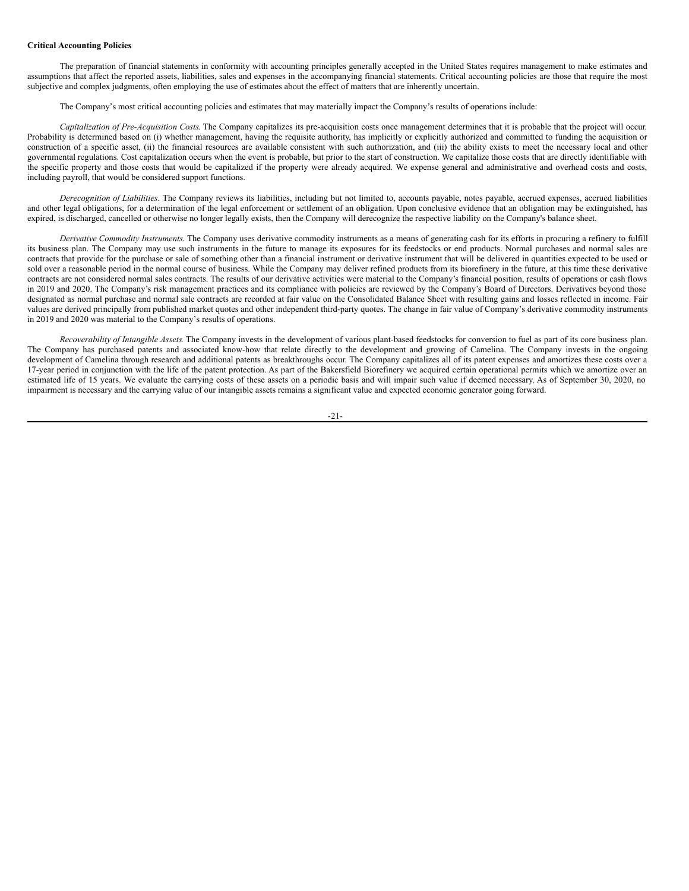**Critical Accounting Policies**

The preparation of financial statements in conformity with accounting principles generally accepted in the United States requires management to make estimates and assumptions that affect the reported assets, liabilities, sales and expenses in the accompanying financial statements. Critical accounting policies are those that require the most subjective and complex judgments, often employing the use of estimates about the effect of matters that are inherently uncertain.

The Company's most critical accounting policies and estimates that may materially impact the Company's results of operations include:

*Capitalization of Pre-Acquisition Costs*. The Company capitalizes its pre-acquisition costs once management determines that it is probable that the project will occur. Probability is determined based on (i) whether management, having the requisite authority, has implicitly or explicitly authorized and committed to funding the acquisition or construction of a specific asset, (ii) the financial resources are available consistent with such authorization, and (iii) the ability exists to meet the necessary local and other governmental regulations. Cost capitalization occurs when the event is probable, but prior to the start of construction. We capitalize those costs that are directly identifiable with the specific property and those costs that would be capitalized if the property were already acquired. We expense general and administrative and overhead costs and costs, including payroll, that would be considered support functions.

*Derecognition of Liabilities*. The Company reviews its liabilities, including but not limited to, accounts payable, notes payable, accrued expenses, accrued liabilities and other legal obligations, for a determination of the legal enforcement or settlement of an obligation. Upon conclusive evidence that an obligation may be extinguished, has expired, is discharged, cancelled or otherwise no longer legally exists, then the Company will derecognize the respective liability on the Company's balance sheet.

*Derivative Commodity Instruments*. The Company uses derivative commodity instruments as a means of generating cash for its efforts in procuring a refinery to fulfill its business plan. The Company may use such instruments in the future to manage its exposures for its feedstocks or end products. Normal purchases and normal sales are contracts that provide for the purchase or sale of something other than a financial instrument or derivative instrument that will be delivered in quantities expected to be used or sold over a reasonable period in the normal course of business. While the Company may deliver refined products from its biorefinery in the future, at this time these derivative contracts are not considered normal sales contracts. The results of our derivative activities were material to the Company's financial position, results of operations or cash flows in 2019 and 2020. The Company's risk management practices and its compliance with policies are reviewed by the Company's Board of Directors. Derivatives beyond those designated as normal purchase and normal sale contracts are recorded at fair value on the Consolidated Balance Sheet with resulting gains and losses reflected in income. Fair values are derived principally from published market quotes and other independent third-party quotes. The change in fair value of Company's derivative commodity instruments in 2019 and 2020 was material to the Company's results of operations.

*Recoverability of Intangible Assets*. The Company invests in the development of various plant-based feedstocks for conversion to fuel as part of its core business plan. The Company has purchased patents and associated know-how that relate directly to the development and growing of Camelina. The Company invests in the ongoing development of Camelina through research and additional patents as breakthroughs occur. The Company capitalizes all of its patent expenses and amortizes these costs over a 17-year period in conjunction with the life of the patent protection. As part of the Bakersfield Biorefinery we acquired certain operational permits which we amortize over an estimated life of 15 years. We evaluate the carrying costs of these assets on a periodic basis and will impair such value if deemed necessary. As of September 30, 2020, no impairment is necessary and the carrying value of our intangible assets remains a significant value and expected economic generator going forward.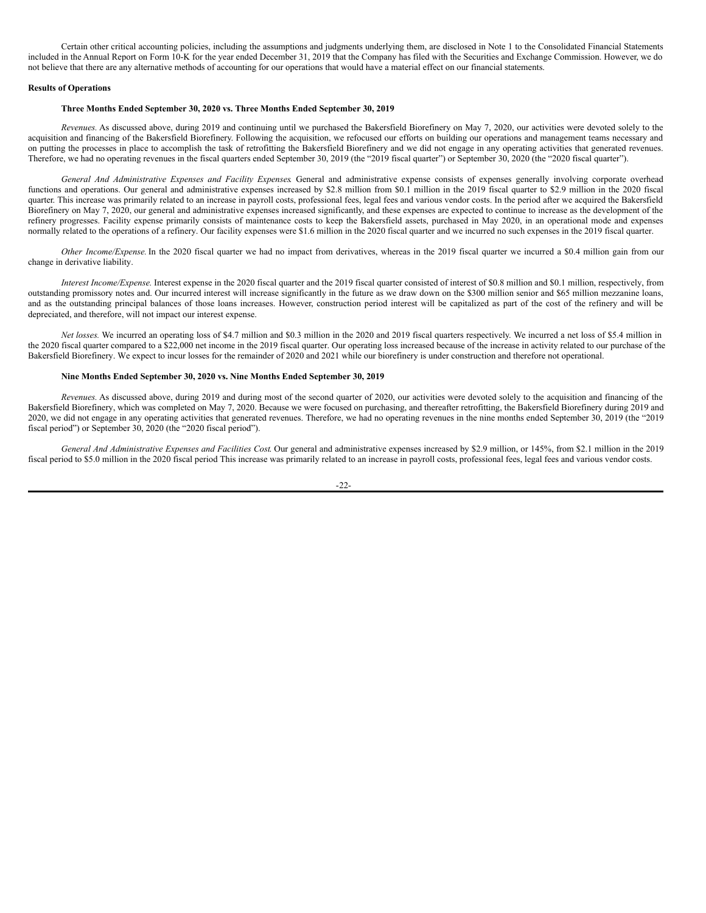Certain other critical accounting policies, including the assumptions and judgments underlying them, are disclosed in Note 1 to the Consolidated Financial Statements included in the Annual Report on Form 10-K for the year ended December 31, 2019 that the Company has filed with the Securities and Exchange Commission. However, we do not believe that there are any alternative methods of accounting for our operations that would have a material effect on our financial statements.

**Results of Operations**

**Three Months Ended September 30, 2020 vs. Three Months Ended September 30, 2019**

*Revenues.* As discussed above, during 2019 and continuing until we purchased the Bakersfield Biorefinery on May 7, 2020, our activities were devoted solely to the acquisition and financing of the Bakersfield Biorefinery. Following the acquisition, we refocused our efforts on building our operations and management teams necessary and on putting the processes in place to accomplish the task of retrofitting the Bakersfield Biorefinery and we did not engage in any operating activities that generated revenues. Therefore, we had no operating revenues in the fiscal quarters ended September 30, 2019 (the "2019 fiscal quarter") or September 30, 2020 (the "2020 fiscal quarter").

*General And Administrative Expenses and Facility Expenses.* General and administrative expense consists of expenses generally involving corporate overhead functions and operations. Our general and administrative expenses increased by $2.8 million from $0.1 million in the 2019 fiscal quarter to $2.9 million in the 2020 fiscal quarter. This increase was primarily related to an increase in payroll costs, professional fees, legal fees and various vendor costs. In the period after we acquired the Bakersfield Biorefinery on May 7, 2020, our general and administrative expenses increased significantly, and these expenses are expected to continue to increase as the development of the refinery progresses. Facility expense primarily consists of maintenance costs to keep the Bakersfield assets, purchased in May 2020, in an operational mode and expenses normally related to the operations of a refinery. Our facility expenses were $1.6 million in the 2020 fiscal quarter and we incurred no such expenses in the 2019 fiscal quarter.

*Other Income/Expense.* In the 2020 fiscal quarter we had no impact from derivatives, whereas in the 2019 fiscal quarter we incurred a $0.4 million gain from our change in derivative liability.

*Interest Income/Expense.* Interest expense in the 2020 fiscal quarter and the 2019 fiscal quarter consisted of interest of $0.8 million and $0.1 million, respectively, from outstanding promissory notes and. Our incurred interest will increase significantly in the future as we draw down on the $300 million senior and $65 million mezzanine loans, and as the outstanding principal balances of those loans increases. However, construction period interest will be capitalized as part of the cost of the refinery and will be depreciated, and therefore, will not impact our interest expense.

*Net losses.* We incurred an operating loss of $4.7 million and $0.3 million in the 2020 and 2019 fiscal quarters respectively. We incurred a net loss of $5.4 million in the 2020 fiscal quarter compared to a $22,000 net income in the 2019 fiscal quarter. Our operating loss increased because of the increase in activity related to our purchase of the Bakersfield Biorefinery. We expect to incur losses for the remainder of 2020 and 2021 while our biorefinery is under construction and therefore not operational.

**Nine Months Ended September 30, 2020 vs. Nine Months Ended September 30, 2019**

*Revenues.* As discussed above, during 2019 and during most of the second quarter of 2020, our activities were devoted solely to the acquisition and financing of the Bakersfield Biorefinery, which was completed on May 7, 2020. Because we were focused on purchasing, and thereafter retrofitting, the Bakersfield Biorefinery during 2019 and 2020, we did not engage in any operating activities that generated revenues. Therefore, we had no operating revenues in the nine months ended September 30, 2019 (the "2019 fiscal period") or September 30, 2020 (the "2020 fiscal period").

*General And Administrative Expenses and Facilities Cost.* Our general and administrative expenses increased by $2.9 million, or 145%, from $2.1 million in the 2019 fiscal period to $5.0 million in the 2020 fiscal period This increase was primarily related to an increase in payroll costs, professional fees, legal fees and various vendor costs.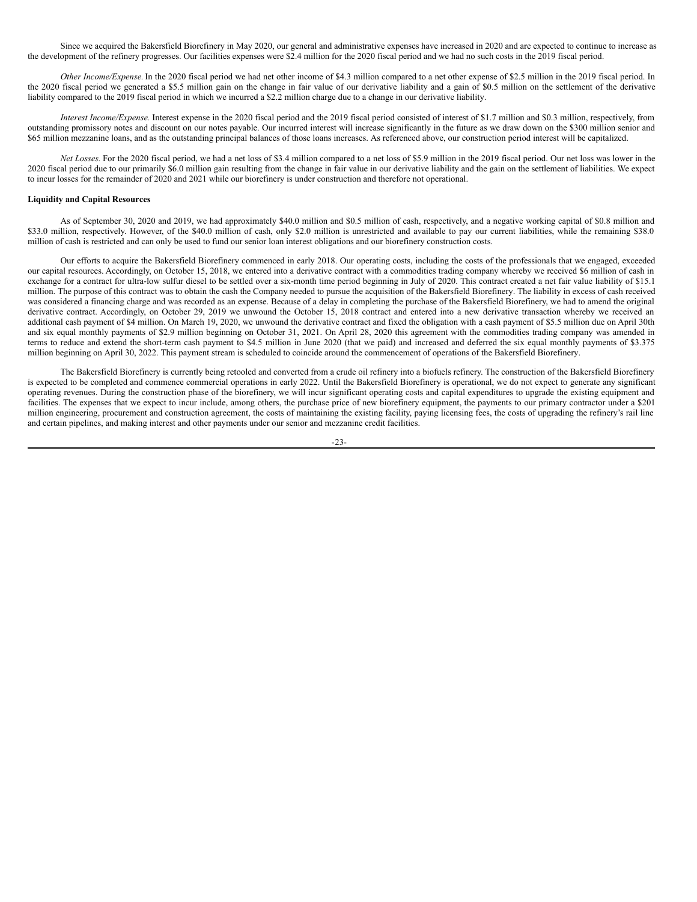Since we acquired the Bakersfield Biorefinery in May 2020, our general and administrative expenses have increased in 2020 and are expected to continue to increase as the development of the refinery progresses. Our facilities expenses were $2.4 million for the 2020 fiscal period and we had no such costs in the 2019 fiscal period.

*Other Income/Expense.* In the 2020 fiscal period we had net other income of $4.3 million compared to a net other expense of $2.5 million in the 2019 fiscal period. In the 2020 fiscal period we generated a $5.5 million gain on the change in fair value of our derivative liability and a gain of $0.5 million on the settlement of the derivative liability compared to the 2019 fiscal period in which we incurred a $2.2 million charge due to a change in our derivative liability.

*Interest Income/Expense.* Interest expense in the 2020 fiscal period and the 2019 fiscal period consisted of interest of $1.7 million and $0.3 million, respectively, from outstanding promissory notes and discount on our notes payable. Our incurred interest will increase significantly in the future as we draw down on the $300 million senior and $65 million mezzanine loans, and as the outstanding principal balances of those loans increases. As referenced above, our construction period interest will be capitalized.

*Net Losses.* For the 2020 fiscal period, we had a net loss of $3.4 million compared to a net loss of $5.9 million in the 2019 fiscal period. Our net loss was lower in the 2020 fiscal period due to our primarily $6.0 million gain resulting from the change in fair value in our derivative liability and the gain on the settlement of liabilities. We expect to incur losses for the remainder of 2020 and 2021 while our biorefinery is under construction and therefore not operational.

**Liquidity and Capital Resources**

As of September 30, 2020 and 2019, we had approximately $40.0 million and $0.5 million of cash, respectively, and a negative working capital of $0.8 million and $33.0 million, respectively. However, of the $40.0 million of cash, only $2.0 million is unrestricted and available to pay our current liabilities, while the remaining $38.0 million of cash is restricted and can only be used to fund our senior loan interest obligations and our biorefinery construction costs.

Our efforts to acquire the Bakersfield Biorefinery commenced in early 2018. Our operating costs, including the costs of the professionals that we engaged, exceeded our capital resources. Accordingly, on October 15, 2018, we entered into a derivative contract with a commodities trading company whereby we received $6 million of cash in exchange for a contract for ultra-low sulfur diesel to be settled over a six-month time period beginning in July of 2020. This contract created a net fair value liability of $15.1 million. The purpose of this contract was to obtain the cash the Company needed to pursue the acquisition of the Bakersfield Biorefinery. The liability in excess of cash received was considered a financing charge and was recorded as an expense. Because of a delay in completing the purchase of the Bakersfield Biorefinery, we had to amend the original derivative contract. Accordingly, on October 29, 2019 we unwound the October 15, 2018 contract and entered into a new derivative transaction whereby we received an additional cash payment of $4 million. On March 19, 2020, we unwound the derivative contract and fixed the obligation with a cash payment of $5.5 million due on April 30th and six equal monthly payments of $2.9 million beginning on October 31, 2021. On April 28, 2020 this agreement with the commodities trading company was amended in terms to reduce and extend the short-term cash payment to $4.5 million in June 2020 (that we paid) and increased and deferred the six equal monthly payments of $3.375 million beginning on April 30, 2022. This payment stream is scheduled to coincide around the commencement of operations of the Bakersfield Biorefinery.

The Bakersfield Biorefinery is currently being retooled and converted from a crude oil refinery into a biofuels refinery. The construction of the Bakersfield Biorefinery is expected to be completed and commence commercial operations in early 2022. Until the Bakersfield Biorefinery is operational, we do not expect to generate any significant operating revenues. During the construction phase of the biorefinery, we will incur significant operating costs and capital expenditures to upgrade the existing equipment and facilities. The expenses that we expect to incur include, among others, the purchase price of new biorefinery equipment, the payments to our primary contractor under a $201 million engineering, procurement and construction agreement, the costs of maintaining the existing facility, paying licensing fees, the costs of upgrading the refinery's rail line and certain pipelines, and making interest and other payments under our senior and mezzanine credit facilities.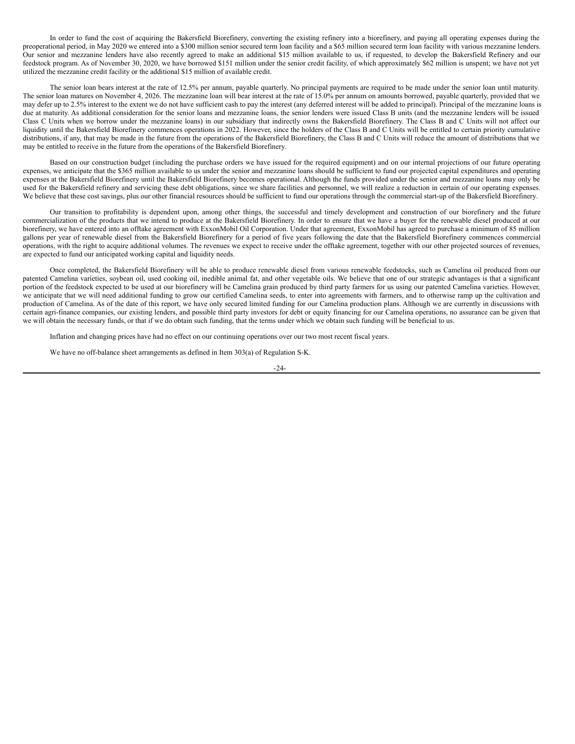In order to fund the cost of acquiring the Bakersfield Biorefinery, converting the existing refinery into a biorefinery, and paying all operating expenses during the preoperational period, in May 2020 we entered into a $300 million senior secured term loan facility and a $65 million secured term loan facility with various mezzanine lenders. Our senior and mezzanine lenders have also recently agreed to make an additional $15 million available to us, if requested, to develop the Bakersfield Refinery and our feedstock program. As of November 30, 2020, we have borrowed $151 million under the senior credit facility, of which approximately $62 million is unspent; we have not yet utilized the mezzanine credit facility or the additional $15 million of available credit.

The senior loan bears interest at the rate of 12.5% per annum, payable quarterly. No principal payments are required to be made under the senior loan until maturity. The senior loan matures on November 4, 2026. The mezzanine loan will bear interest at the rate of 15.0% per annum on amounts borrowed, payable quarterly, provided that we may defer up to 2.5% interest to the extent we do not have sufficient cash to pay the interest (any deferred interest will be added to principal). Principal of the mezzanine loans is due at maturity. As additional consideration for the senior loans and mezzanine loans, the senior lenders were issued Class B units (and the mezzanine lenders will be issued Class C Units when we borrow under the mezzanine loans) in our subsidiary that indirectly owns the Bakersfield Biorefinery. The Class B and C Units will not affect our liquidity until the Bakersfield Biorefinery commences operations in 2022. However, since the holders of the Class B and C Units will be entitled to certain priority cumulative distributions, if any, that may be made in the future from the operations of the Bakersfield Biorefinery, the Class B and C Units will reduce the amount of distributions that we may be entitled to receive in the future from the operations of the Bakersfield Biorefinery.

Based on our construction budget (including the purchase orders we have issued for the required equipment) and on our internal projections of our future operating expenses, we anticipate that the $365 million available to us under the senior and mezzanine loans should be sufficient to fund our projected capital expenditures and operating expenses at the Bakersfield Biorefinery until the Bakersfield Biorefinery becomes operational. Although the funds provided under the senior and mezzanine loans may only be used for the Bakersfield refinery and servicing these debt obligations, since we share facilities and personnel, we will realize a reduction in certain of our operating expenses. We believe that these cost savings, plus our other financial resources should be sufficient to fund our operations through the commercial start-up of the Bakersfield Biorefinery.

Our transition to profitability is dependent upon, among other things, the successful and timely development and construction of our biorefinery and the future commercialization of the products that we intend to produce at the Bakersfield Biorefinery. In order to ensure that we have a buyer for the renewable diesel produced at our biorefinery, we have entered into an offtake agreement with ExxonMobil Oil Corporation. Under that agreement, ExxonMobil has agreed to purchase a minimum of 85 million gallons per year of renewable diesel from the Bakersfield Biorefinery for a period of five years following the date that the Bakersfield Biorefinery commences commercial operations, with the right to acquire additional volumes. The revenues we expect to receive under the offtake agreement, together with our other projected sources of revenues, are expected to fund our anticipated working capital and liquidity needs.

Once completed, the Bakersfield Biorefinery will be able to produce renewable diesel from various renewable feedstocks, such as Camelina oil produced from our patented Camelina varieties, soybean oil, used cooking oil, inedible animal fat, and other vegetable oils. We believe that one of our strategic advantages is that a significant portion of the feedstock expected to be used at our biorefinery will be Camelina grain produced by third party farmers for us using our patented Camelina varieties. However, we anticipate that we will need additional funding to grow our certified Camelina seeds, to enter into agreements with farmers, and to otherwise ramp up the cultivation and production of Camelina. As of the date of this report, we have only secured limited funding for our Camelina production plans. Although we are currently in discussions with certain agri-finance companies, our existing lenders, and possible third party investors for debt or equity financing for our Camelina operations, no assurance can be given that we will obtain the necessary funds, or that if we do obtain such funding, that the terms under which we obtain such funding will be beneficial to us.

Inflation and changing prices have had no effect on our continuing operations over our two most recent fiscal years.

We have no off-balance sheet arrangements as defined in Item 303(a) of Regulation S-K.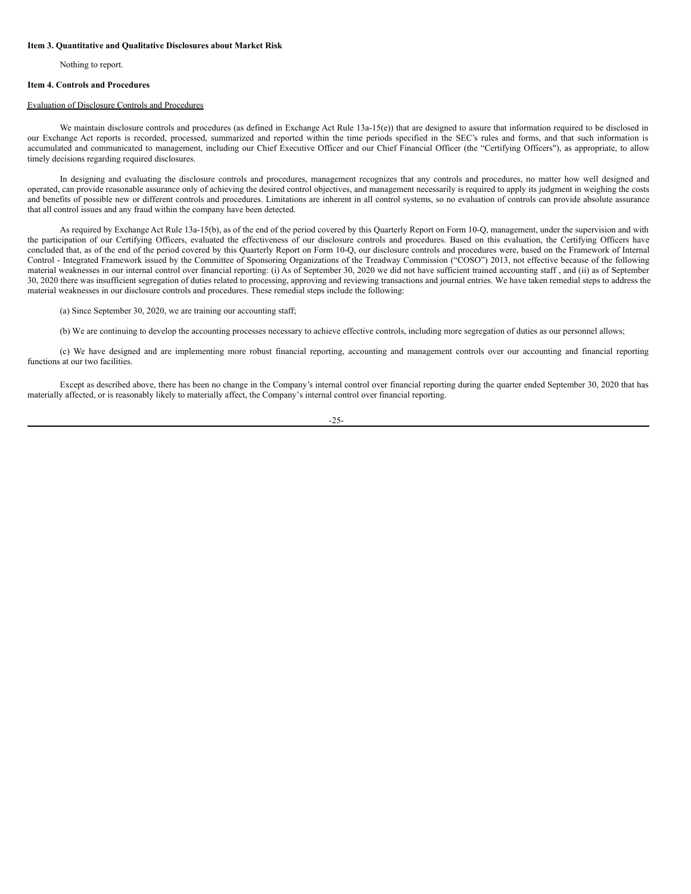**Item 3. Quantitative and Qualitative Disclosures about Market Risk**

Nothing to report.

**Item 4. Controls and Procedures**

Evaluation of Disclosure Controls and Procedures

We maintain disclosure controls and procedures (as defined in Exchange Act Rule 13a-15(e)) that are designed to assure that information required to be disclosed in our Exchange Act reports is recorded, processed, summarized and reported within the time periods specified in the SEC's rules and forms, and that such information is accumulated and communicated to management, including our Chief Executive Officer and our Chief Financial Officer (the "Certifying Officers"), as appropriate, to allow timely decisions regarding required disclosures.

In designing and evaluating the disclosure controls and procedures, management recognizes that any controls and procedures, no matter how well designed and operated, can provide reasonable assurance only of achieving the desired control objectives, and management necessarily is required to apply its judgment in weighing the costs and benefits of possible new or different controls and procedures. Limitations are inherent in all control systems, so no evaluation of controls can provide absolute assurance that all control issues and any fraud within the company have been detected.

As required by Exchange Act Rule 13a-15(b), as of the end of the period covered by this Quarterly Report on Form 10-Q, management, under the supervision and with the participation of our Certifying Officers, evaluated the effectiveness of our disclosure controls and procedures. Based on this evaluation, the Certifying Officers have concluded that, as of the end of the period covered by this Quarterly Report on Form 10-Q, our disclosure controls and procedures were, based on the Framework of Internal Control - Integrated Framework issued by the Committee of Sponsoring Organizations of the Treadway Commission ("COSO") 2013, not effective because of the following material weaknesses in our internal control over financial reporting: (i) As of September 30, 2020 we did not have sufficient trained accounting staff , and (ii) as of September 30, 2020 there was insufficient segregation of duties related to processing, approving and reviewing transactions and journal entries. We have taken remedial steps to address the material weaknesses in our disclosure controls and procedures. These remedial steps include the following:

(a) Since September 30, 2020, we are training our accounting staff;

(b) We are continuing to develop the accounting processes necessary to achieve effective controls, including more segregation of duties as our personnel allows;

(c) We have designed and are implementing more robust financial reporting, accounting and management controls over our accounting and financial reporting functions at our two facilities.

Except as described above, there has been no change in the Company's internal control over financial reporting during the quarter ended September 30, 2020 that has materially affected, or is reasonably likely to materially affect, the Company's internal control over financial reporting.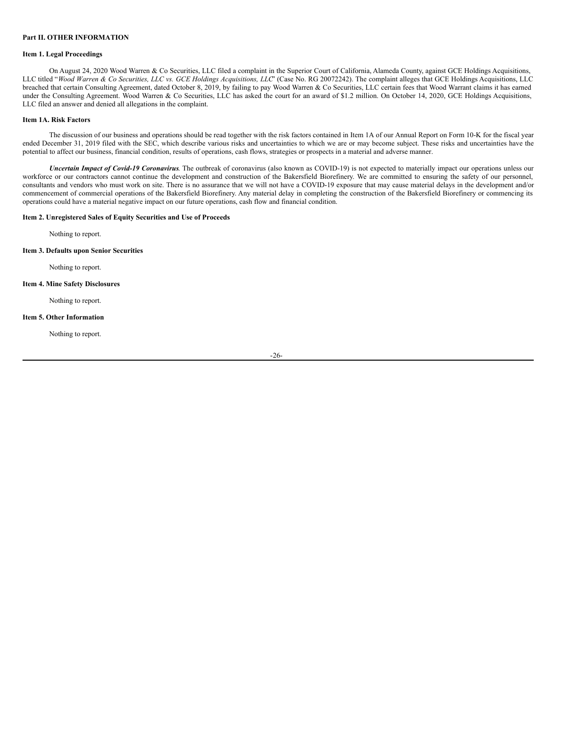## Part II. OTHER INFORMATION

### Item 1. Legal Proceedings

On August 24, 2020 Wood Warren & Co Securities, LLC filed a complaint in the Superior Court of California, Alameda County, against GCE Holdings Acquisitions, LLC titled "*Wood Warren & Co Securities, LLC vs. GCE Holdings Acquisitions, LLC*" (Case No. RG 20072242). The complaint alleges that GCE Holdings Acquisitions, LLC breached that certain Consulting Agreement, dated October 8, 2019, by failing to pay Wood Warren & Co Securities, LLC certain fees that Wood Warrant claims it has earned under the Consulting Agreement. Wood Warren & Co Securities, LLC has asked the court for an award of $1.2 million. On October 14, 2020, GCE Holdings Acquisitions, LLC filed an answer and denied all allegations in the complaint.

### Item 1A. Risk Factors

The discussion of our business and operations should be read together with the risk factors contained in Item 1A of our Annual Report on Form 10-K for the fiscal year ended December 31, 2019 filed with the SEC, which describe various risks and uncertainties to which we are or may become subject. These risks and uncertainties have the potential to affect our business, financial condition, results of operations, cash flows, strategies or prospects in a material and adverse manner.

***Uncertain Impact of Covid-19 Coronavirus***. The outbreak of coronavirus (also known as COVID-19) is not expected to materially impact our operations unless our workforce or our contractors cannot continue the development and construction of the Bakersfield Biorefinery. We are committed to ensuring the safety of our personnel, consultants and vendors who must work on site. There is no assurance that we will not have a COVID-19 exposure that may cause material delays in the development and/or commencement of commercial operations of the Bakersfield Biorefinery. Any material delay in completing the construction of the Bakersfield Biorefinery or commencing its operations could have a material negative impact on our future operations, cash flow and financial condition.

### Item 2. Unregistered Sales of Equity Securities and Use of Proceeds

Nothing to report.

### Item 3. Defaults upon Senior Securities

Nothing to report.

### Item 4. Mine Safety Disclosures

Nothing to report.

### Item 5. Other Information

Nothing to report.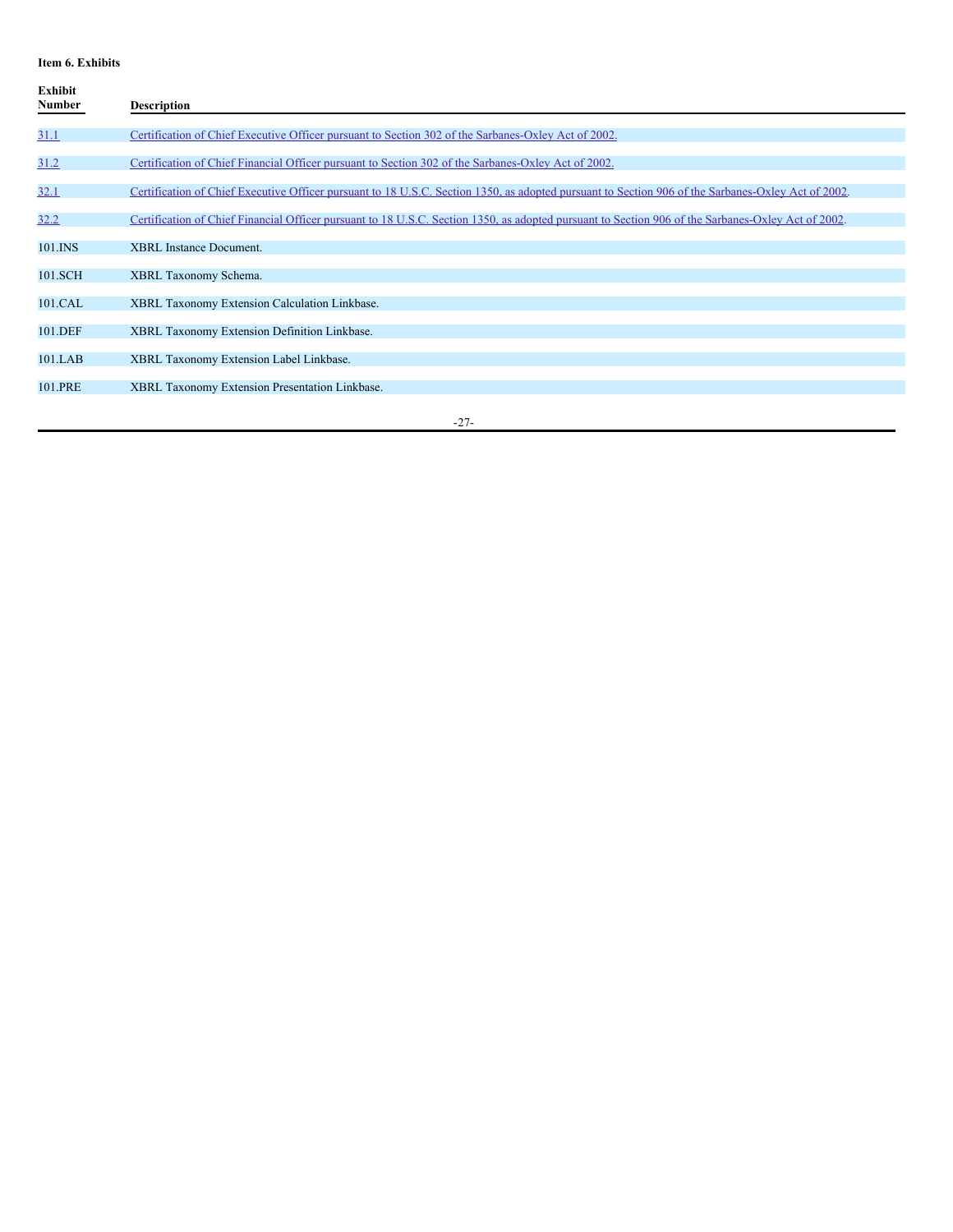**Item 6. Exhibits**

| Exhibit Number | Description |
|---|---|
| 31.1 | Certification of Chief Executive Officer pursuant to Section 302 of the Sarbanes-Oxley Act of 2002. |
| 31.2 | Certification of Chief Financial Officer pursuant to Section 302 of the Sarbanes-Oxley Act of 2002. |
| 32.1 | Certification of Chief Executive Officer pursuant to 18 U.S.C. Section 1350, as adopted pursuant to Section 906 of the Sarbanes-Oxley Act of 2002. |
| 32.2 | Certification of Chief Financial Officer pursuant to 18 U.S.C. Section 1350, as adopted pursuant to Section 906 of the Sarbanes-Oxley Act of 2002. |
| 101.INS | XBRL Instance Document. |
| 101.SCH | XBRL Taxonomy Schema. |
| 101.CAL | XBRL Taxonomy Extension Calculation Linkbase. |
| 101.DEF | XBRL Taxonomy Extension Definition Linkbase. |
| 101.LAB | XBRL Taxonomy Extension Label Linkbase. |
| 101.PRE | XBRL Taxonomy Extension Presentation Linkbase. |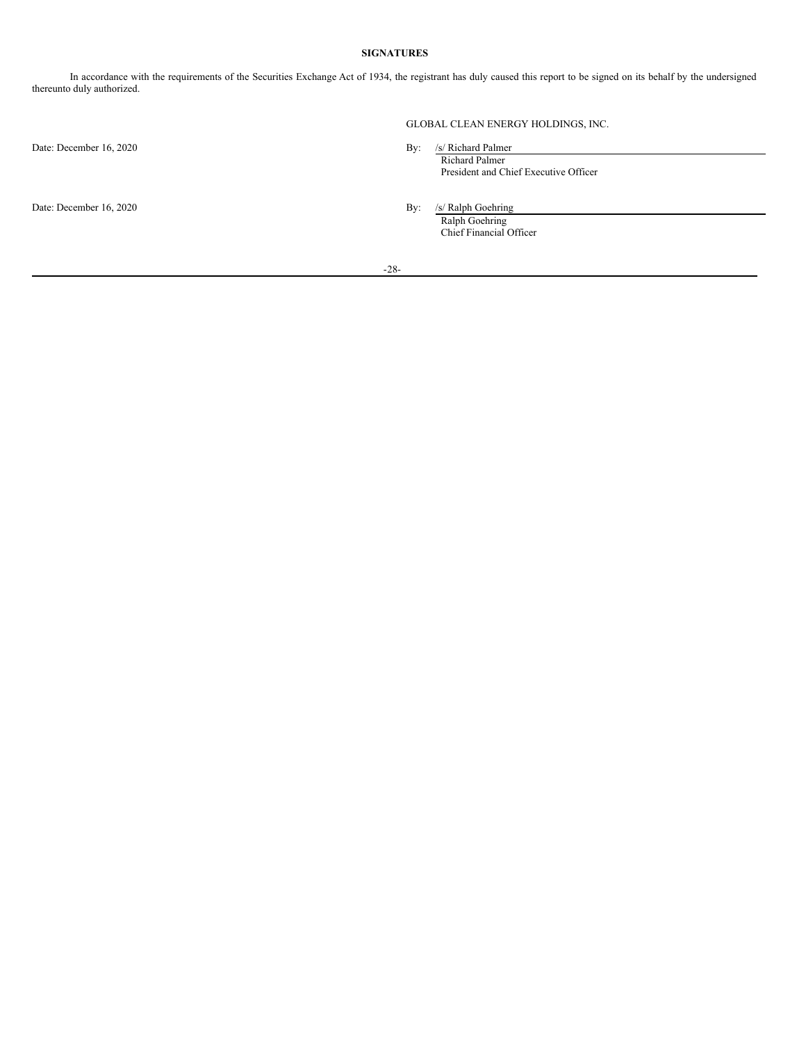**SIGNATURES**

In accordance with the requirements of the Securities Exchange Act of 1934, the registrant has duly caused this report to be signed on its behalf by the undersigned thereunto duly authorized.

GLOBAL CLEAN ENERGY HOLDINGS, INC.

| | | |
|---|---|---|
| Date: December 16, 2020 | By: | /s/ Richard Palmer |
| | | Richard Palmer |
| | | President and Chief Executive Officer |
| Date: December 16, 2020 | By: | /s/ Ralph Goehring |
| | | Ralph Goehring |
| | | Chief Financial Officer |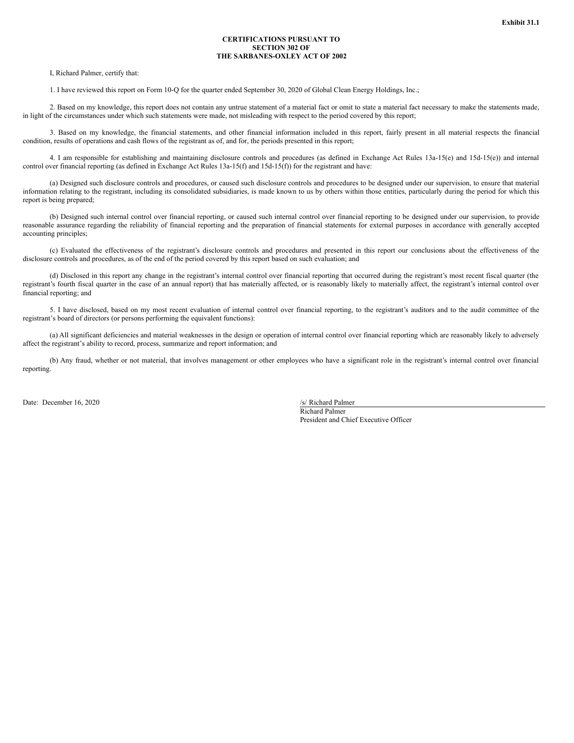**Exhibit 31.1**

**CERTIFICATIONS PURSUANT TO SECTION 302 OF THE SARBANES-OXLEY ACT OF 2002**

I, Richard Palmer, certify that:

1. I have reviewed this report on Form 10-Q for the quarter ended September 30, 2020 of Global Clean Energy Holdings, Inc.;

2. Based on my knowledge, this report does not contain any untrue statement of a material fact or omit to state a material fact necessary to make the statements made, in light of the circumstances under which such statements were made, not misleading with respect to the period covered by this report;

3. Based on my knowledge, the financial statements, and other financial information included in this report, fairly present in all material respects the financial condition, results of operations and cash flows of the registrant as of, and for, the periods presented in this report;

4. I am responsible for establishing and maintaining disclosure controls and procedures (as defined in Exchange Act Rules 13a-15(e) and 15d-15(e)) and internal control over financial reporting (as defined in Exchange Act Rules 13a-15(f) and 15d-15(f)) for the registrant and have:

(a) Designed such disclosure controls and procedures, or caused such disclosure controls and procedures to be designed under our supervision, to ensure that material information relating to the registrant, including its consolidated subsidiaries, is made known to us by others within those entities, particularly during the period for which this report is being prepared;

(b) Designed such internal control over financial reporting, or caused such internal control over financial reporting to be designed under our supervision, to provide reasonable assurance regarding the reliability of financial reporting and the preparation of financial statements for external purposes in accordance with generally accepted accounting principles;

(c) Evaluated the effectiveness of the registrant's disclosure controls and procedures and presented in this report our conclusions about the effectiveness of the disclosure controls and procedures, as of the end of the period covered by this report based on such evaluation; and

(d) Disclosed in this report any change in the registrant's internal control over financial reporting that occurred during the registrant's most recent fiscal quarter (the registrant's fourth fiscal quarter in the case of an annual report) that has materially affected, or is reasonably likely to materially affect, the registrant's internal control over financial reporting; and

5. I have disclosed, based on my most recent evaluation of internal control over financial reporting, to the registrant's auditors and to the audit committee of the registrant's board of directors (or persons performing the equivalent functions):

(a) All significant deficiencies and material weaknesses in the design or operation of internal control over financial reporting which are reasonably likely to adversely affect the registrant's ability to record, process, summarize and report information; and

(b) Any fraud, whether or not material, that involves management or other employees who have a significant role in the registrant's internal control over financial reporting.

Date: December 16, 2020

/s/ Richard Palmer
Richard Palmer
President and Chief Executive Officer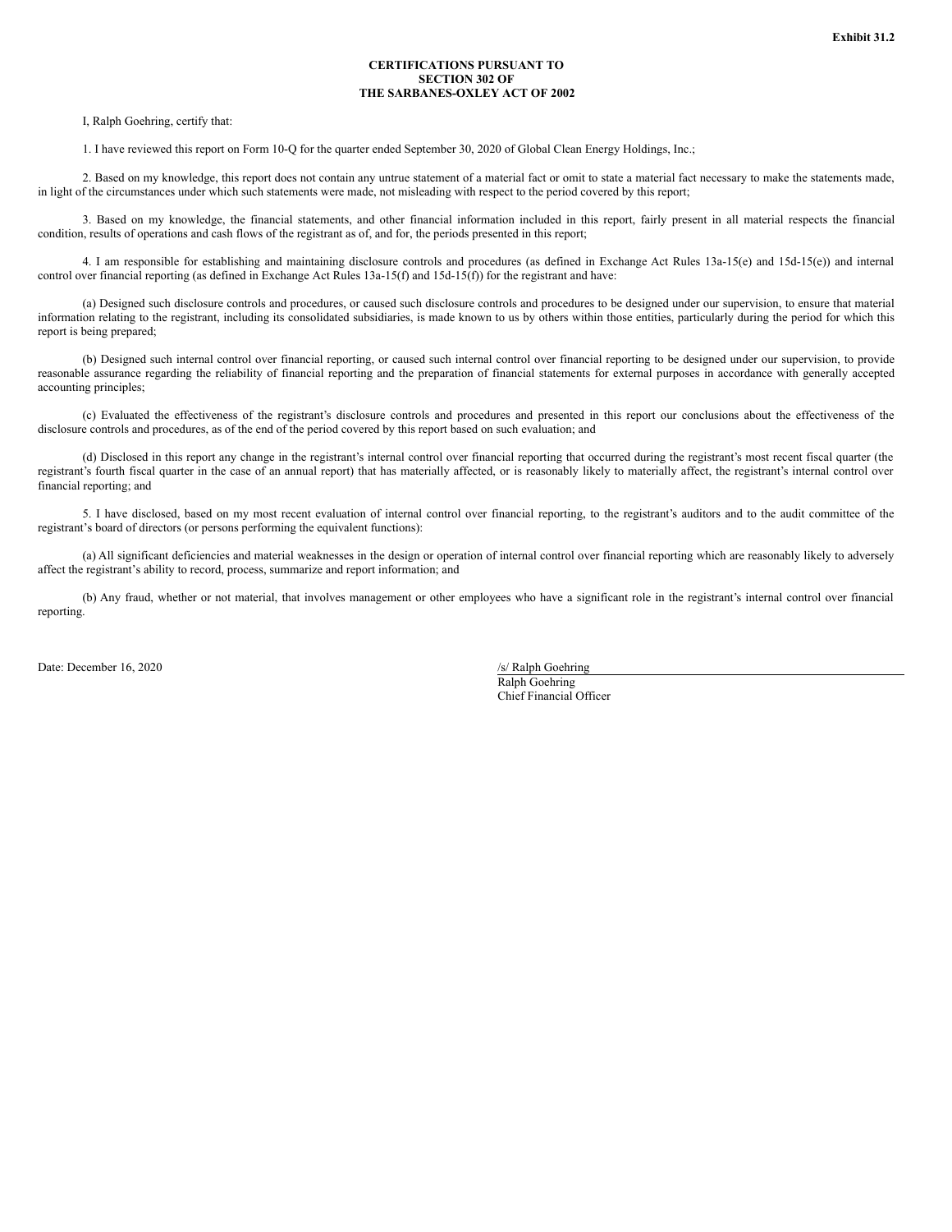**Exhibit 31.2**

**CERTIFICATIONS PURSUANT TO SECTION 302 OF THE SARBANES-OXLEY ACT OF 2002**

I, Ralph Goehring, certify that:

1. I have reviewed this report on Form 10-Q for the quarter ended September 30, 2020 of Global Clean Energy Holdings, Inc.;

2. Based on my knowledge, this report does not contain any untrue statement of a material fact or omit to state a material fact necessary to make the statements made, in light of the circumstances under which such statements were made, not misleading with respect to the period covered by this report;

3. Based on my knowledge, the financial statements, and other financial information included in this report, fairly present in all material respects the financial condition, results of operations and cash flows of the registrant as of, and for, the periods presented in this report;

4. I am responsible for establishing and maintaining disclosure controls and procedures (as defined in Exchange Act Rules 13a-15(e) and 15d-15(e)) and internal control over financial reporting (as defined in Exchange Act Rules 13a-15(f) and 15d-15(f)) for the registrant and have:

(a) Designed such disclosure controls and procedures, or caused such disclosure controls and procedures to be designed under our supervision, to ensure that material information relating to the registrant, including its consolidated subsidiaries, is made known to us by others within those entities, particularly during the period for which this report is being prepared;

(b) Designed such internal control over financial reporting, or caused such internal control over financial reporting to be designed under our supervision, to provide reasonable assurance regarding the reliability of financial reporting and the preparation of financial statements for external purposes in accordance with generally accepted accounting principles;

(c) Evaluated the effectiveness of the registrant's disclosure controls and procedures and presented in this report our conclusions about the effectiveness of the disclosure controls and procedures, as of the end of the period covered by this report based on such evaluation; and

(d) Disclosed in this report any change in the registrant's internal control over financial reporting that occurred during the registrant's most recent fiscal quarter (the registrant's fourth fiscal quarter in the case of an annual report) that has materially affected, or is reasonably likely to materially affect, the registrant's internal control over financial reporting; and

5. I have disclosed, based on my most recent evaluation of internal control over financial reporting, to the registrant's auditors and to the audit committee of the registrant's board of directors (or persons performing the equivalent functions):

(a) All significant deficiencies and material weaknesses in the design or operation of internal control over financial reporting which are reasonably likely to adversely affect the registrant's ability to record, process, summarize and report information; and

(b) Any fraud, whether or not material, that involves management or other employees who have a significant role in the registrant's internal control over financial reporting.

Date: December 16, 2020

/s/ Ralph Goehring
Ralph Goehring
Chief Financial Officer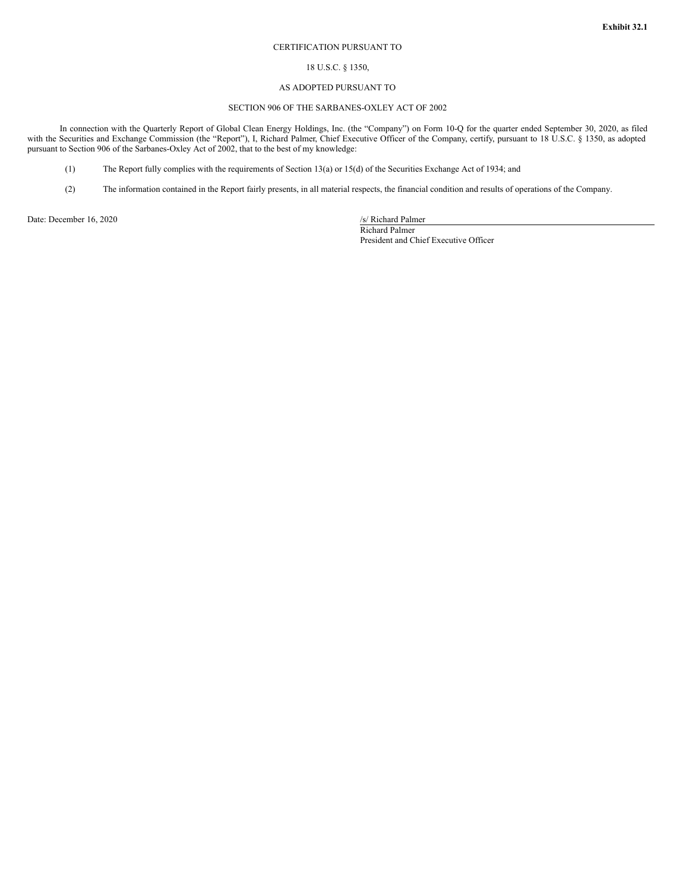**Exhibit 32.1**

CERTIFICATION PURSUANT TO

18 U.S.C. § 1350,

AS ADOPTED PURSUANT TO

SECTION 906 OF THE SARBANES-OXLEY ACT OF 2002

In connection with the Quarterly Report of Global Clean Energy Holdings, Inc. (the "Company") on Form 10-Q for the quarter ended September 30, 2020, as filed with the Securities and Exchange Commission (the "Report"), I, Richard Palmer, Chief Executive Officer of the Company, certify, pursuant to 18 U.S.C. § 1350, as adopted pursuant to Section 906 of the Sarbanes-Oxley Act of 2002, that to the best of my knowledge:

(1) The Report fully complies with the requirements of Section 13(a) or 15(d) of the Securities Exchange Act of 1934; and

(2) The information contained in the Report fairly presents, in all material respects, the financial condition and results of operations of the Company.

Date: December 16, 2020

/s/ Richard Palmer
Richard Palmer
President and Chief Executive Officer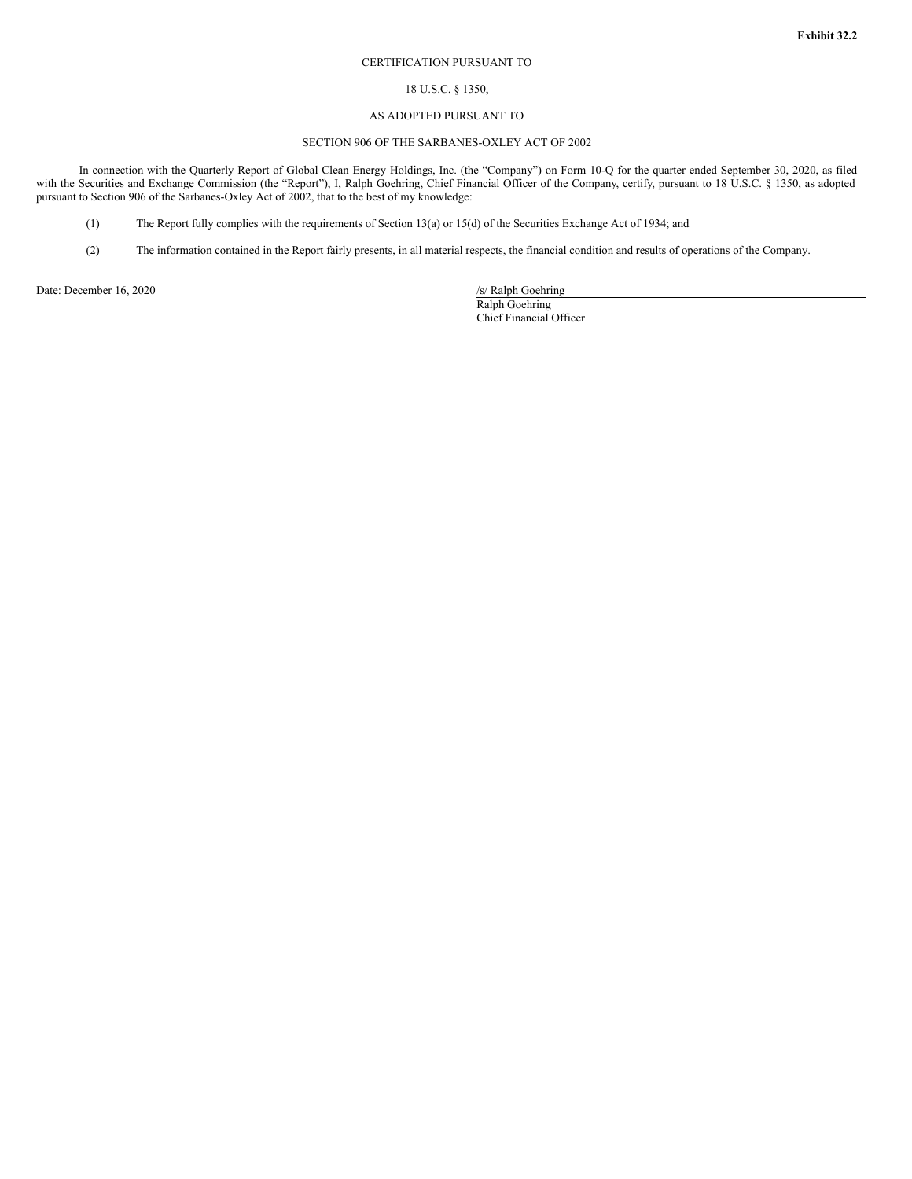**Exhibit 32.2**

CERTIFICATION PURSUANT TO

18 U.S.C. § 1350,

AS ADOPTED PURSUANT TO

SECTION 906 OF THE SARBANES-OXLEY ACT OF 2002

In connection with the Quarterly Report of Global Clean Energy Holdings, Inc. (the "Company") on Form 10-Q for the quarter ended September 30, 2020, as filed with the Securities and Exchange Commission (the "Report"), I, Ralph Goehring, Chief Financial Officer of the Company, certify, pursuant to 18 U.S.C. § 1350, as adopted pursuant to Section 906 of the Sarbanes-Oxley Act of 2002, that to the best of my knowledge:

(1) The Report fully complies with the requirements of Section 13(a) or 15(d) of the Securities Exchange Act of 1934; and

(2) The information contained in the Report fairly presents, in all material respects, the financial condition and results of operations of the Company.

Date: December 16, 2020

/s/ Ralph Goehring
Ralph Goehring
Chief Financial Officer